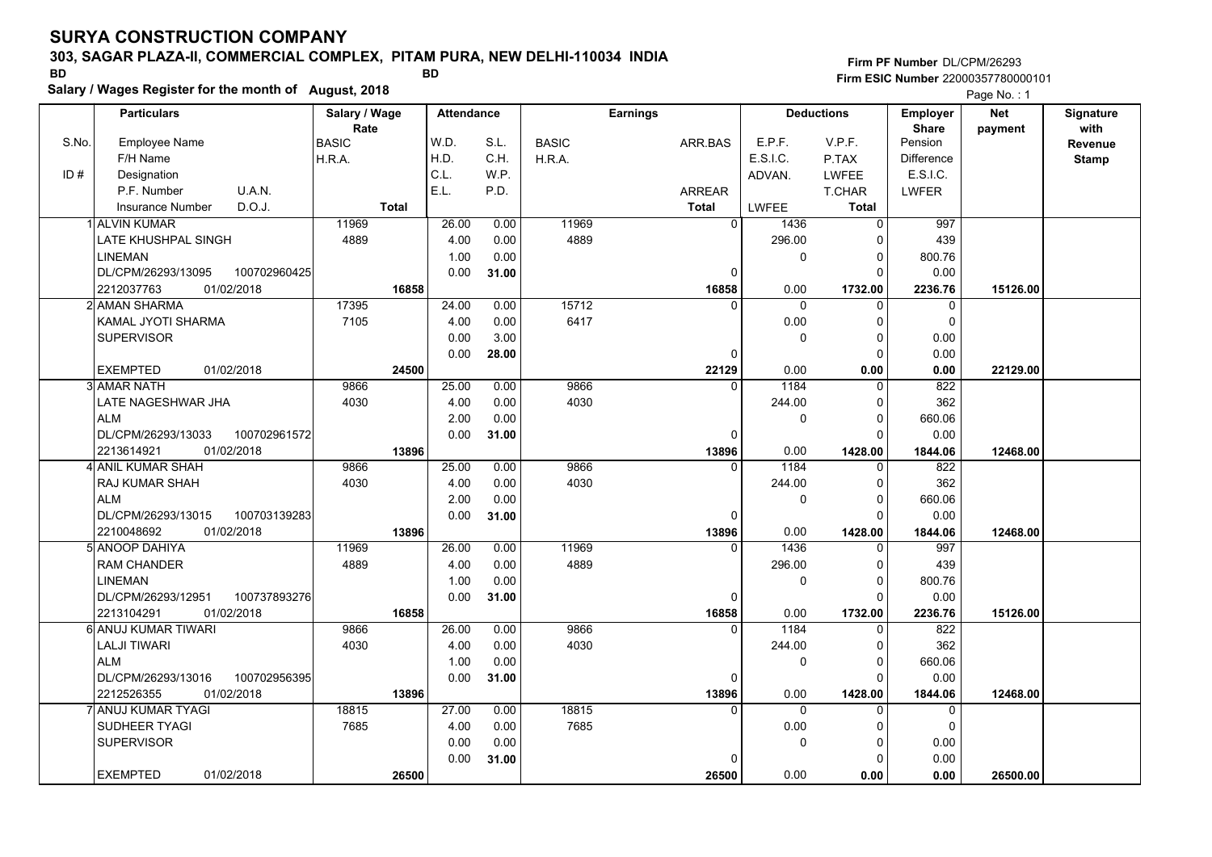# SURYA CONSTRUCTION COMPANY

**303, SAGAR PLAZA-II, COMMERCIAL COMPLEX, PITAM PURA, NEW DELHI-110034 INDIA**

BD BD

**Salary / Wages Register for the month of August, 2018**

**Firm PF Number** DL/CPM/26293
**Firm ESIC Number** 22000357780000101

Page No. : 1

| S.No. | Particulars: Employee Name / F/H Name / Designation / P.F. Number, U.A.N. / Insurance Number, D.O.J. | Salary / Wage Rate: BASIC / H.R.A. / Total | Attendance: W.D. / H.D. / C.L. / E.L. | Attendance: S.L. / C.H. / W.P. / P.D. | Earnings: BASIC / H.R.A. | Earnings: ARR.BAS / ARREAR / Total | Deductions: E.P.F. / E.S.I.C. / ADVAN. / LWFEE | Deductions: V.P.F. / P.TAX / LWFEE / T.CHAR / Total | Employer Share: Pension / Difference / E.S.I.C. / LWFER | Net payment | Signature with Revenue Stamp |
|---|---|---|---|---|---|---|---|---|---|---|---|
| 1 | ALVIN KUMAR<br>LATE KHUSHPAL SINGH<br>LINEMAN<br>DL/CPM/26293/13095 100702960425<br>2212037763 01/02/2018 | 11969<br>4889<br>16858 | 26.00<br>4.00<br>1.00<br>0.00 | 0.00<br>0.00<br>0.00<br>31.00 | 11969<br>4889 | 0<br>0<br>16858 | 1436<br>296.00<br>0<br>0.00 | 0<br>0<br>0<br>0<br>1732.00 | 997<br>439<br>800.76<br>0.00<br>2236.76 | 15126.00 | |
| 2 | AMAN SHARMA<br>KAMAL JYOTI SHARMA<br>SUPERVISOR<br><br>EXEMPTED 01/02/2018 | 17395<br>7105<br>24500 | 24.00<br>4.00<br>0.00<br>0.00 | 0.00<br>0.00<br>3.00<br>28.00 | 15712<br>6417 | 0<br>0<br>22129 | 0<br>0.00<br>0<br>0.00 | 0<br>0<br>0<br>0<br>0.00 | 0<br>0<br>0.00<br>0.00<br>0.00 | 22129.00 | |
| 3 | AMAR NATH<br>LATE NAGESHWAR JHA<br>ALM<br>DL/CPM/26293/13033 100702961572<br>2213614921 01/02/2018 | 9866<br>4030<br>13896 | 25.00<br>4.00<br>2.00<br>0.00 | 0.00<br>0.00<br>0.00<br>31.00 | 9866<br>4030 | 0<br>0<br>13896 | 1184<br>244.00<br>0<br>0.00 | 0<br>0<br>0<br>0<br>1428.00 | 822<br>362<br>660.06<br>0.00<br>1844.06 | 12468.00 | |
| 4 | ANIL KUMAR SHAH<br>RAJ KUMAR SHAH<br>ALM<br>DL/CPM/26293/13015 100703139283<br>2210048692 01/02/2018 | 9866<br>4030<br>13896 | 25.00<br>4.00<br>2.00<br>0.00 | 0.00<br>0.00<br>0.00<br>31.00 | 9866<br>4030 | 0<br>0<br>13896 | 1184<br>244.00<br>0<br>0.00 | 0<br>0<br>0<br>0<br>1428.00 | 822<br>362<br>660.06<br>0.00<br>1844.06 | 12468.00 | |
| 5 | ANOOP DAHIYA<br>RAM CHANDER<br>LINEMAN<br>DL/CPM/26293/12951 100737893276<br>2213104291 01/02/2018 | 11969<br>4889<br>16858 | 26.00<br>4.00<br>1.00<br>0.00 | 0.00<br>0.00<br>0.00<br>31.00 | 11969<br>4889 | 0<br>0<br>16858 | 1436<br>296.00<br>0<br>0.00 | 0<br>0<br>0<br>0<br>1732.00 | 997<br>439<br>800.76<br>0.00<br>2236.76 | 15126.00 | |
| 6 | ANUJ KUMAR TIWARI<br>LALJI TIWARI<br>ALM<br>DL/CPM/26293/13016 100702956395<br>2212526355 01/02/2018 | 9866<br>4030<br>13896 | 26.00<br>4.00<br>1.00<br>0.00 | 0.00<br>0.00<br>0.00<br>31.00 | 9866<br>4030 | 0<br>0<br>13896 | 1184<br>244.00<br>0<br>0.00 | 0<br>0<br>0<br>0<br>1428.00 | 822<br>362<br>660.06<br>0.00<br>1844.06 | 12468.00 | |
| 7 | ANUJ KUMAR TYAGI<br>SUDHEER TYAGI<br>SUPERVISOR<br><br>EXEMPTED 01/02/2018 | 18815<br>7685<br>26500 | 27.00<br>4.00<br>0.00<br>0.00 | 0.00<br>0.00<br>0.00<br>31.00 | 18815<br>7685 | 0<br>0<br>26500 | 0<br>0.00<br>0<br>0.00 | 0<br>0<br>0<br>0<br>0.00 | 0<br>0<br>0.00<br>0.00<br>0.00 | 26500.00 | |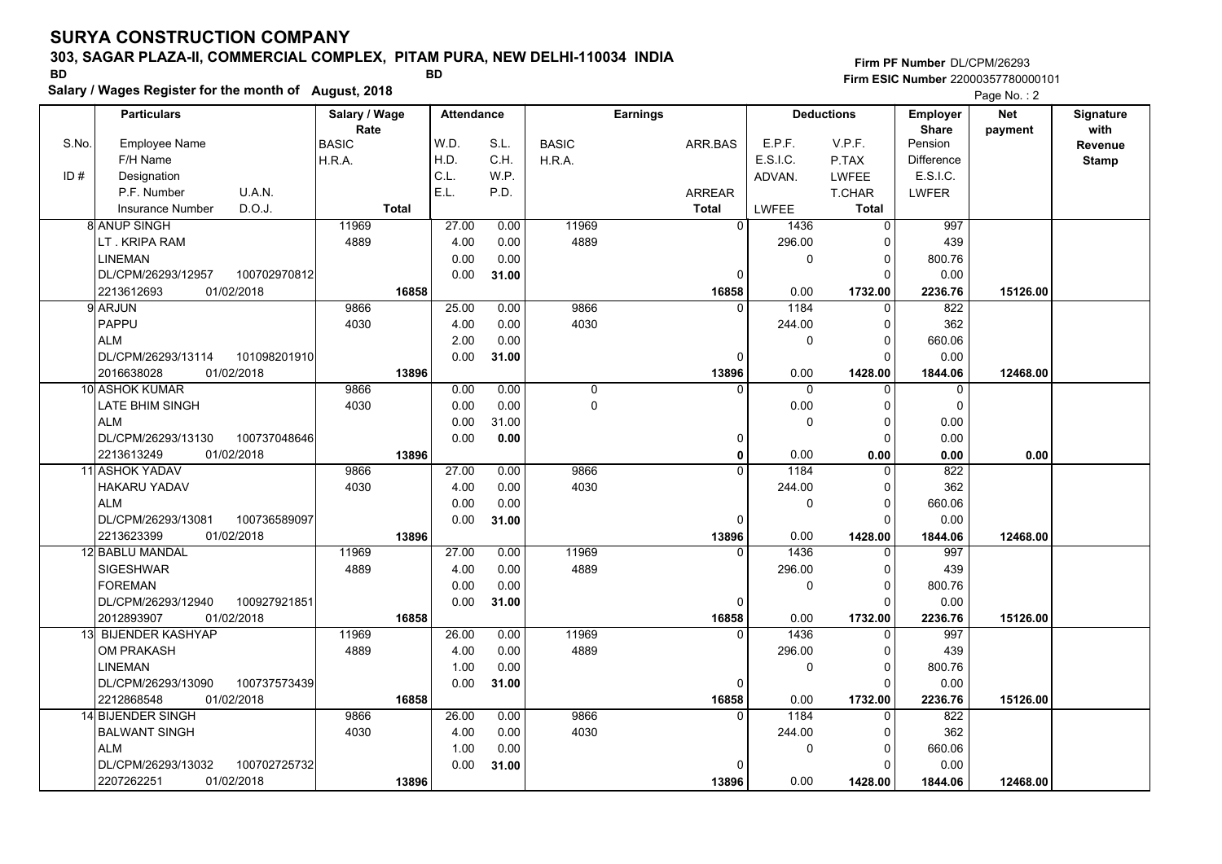# SURYA CONSTRUCTION COMPANY

**303, SAGAR PLAZA-II, COMMERCIAL COMPLEX, PITAM PURA, NEW DELHI-110034 INDIA**

BD BD

**Salary / Wages Register for the month of August, 2018**

Firm PF Number DL/CPM/26293
Firm ESIC Number 22000357780000101

| S.No. / ID # | Particulars: Employee Name / F/H Name / Designation / P.F. Number, U.A.N. / Insurance Number, D.O.J. | Salary / Wage Rate: BASIC / H.R.A. / Total | Attendance: W.D. / H.D. / C.L. / E.L. | Attendance: S.L. / C.H. / W.P. / P.D. | Earnings: BASIC / H.R.A. | Earnings: ARR.BAS / ARREAR / Total | Deductions: E.P.F. / E.S.I.C. / ADVAN. / LWFEE | Deductions: V.P.F. / P.TAX / LWFEE / T.CHAR / Total | Employer Share: Pension / Difference / E.S.I.C. / LWFER | Net payment | Signature with Revenue Stamp |
|---|---|---|---|---|---|---|---|---|---|---|---|
| 8 | ANUP SINGH / LT . KRIPA RAM / LINEMAN / DL/CPM/26293/12957 100702970812 / 2213612693 01/02/2018 | 11969 / 4889 / 16858 | 27.00 / 4.00 / 0.00 / 0.00 | 0.00 / 0.00 / 0.00 / 31.00 | 11969 / 4889 | 0 / 0 / 16858 | 1436 / 296.00 / 0 / 0.00 | 0 / 0 / 0 / 0 / 1732.00 | 997 / 439 / 800.76 / 0.00 / 2236.76 | 15126.00 | |
| 9 | ARJUN / PAPPU / ALM / DL/CPM/26293/13114 101098201910 / 2016638028 01/02/2018 | 9866 / 4030 / 13896 | 25.00 / 4.00 / 2.00 / 0.00 | 0.00 / 0.00 / 0.00 / 31.00 | 9866 / 4030 | 0 / 0 / 13896 | 1184 / 244.00 / 0 / 0.00 | 0 / 0 / 0 / 0 / 1428.00 | 822 / 362 / 660.06 / 0.00 / 1844.06 | 12468.00 | |
| 10 | ASHOK KUMAR / LATE BHIM SINGH / ALM / DL/CPM/26293/13130 100737048646 / 2213613249 01/02/2018 | 9866 / 4030 / 13896 | 0.00 / 0.00 / 0.00 / 0.00 | 0.00 / 0.00 / 31.00 / 0.00 | 0 / 0 | 0 / 0 / 0 | 0 / 0.00 / 0 / 0.00 | 0 / 0 / 0 / 0 / 0.00 | 0 / 0 / 0.00 / 0.00 / 0.00 | 0.00 | |
| 11 | ASHOK YADAV / HAKARU YADAV / ALM / DL/CPM/26293/13081 100736589097 / 2213623399 01/02/2018 | 9866 / 4030 / 13896 | 27.00 / 4.00 / 0.00 / 0.00 | 0.00 / 0.00 / 0.00 / 31.00 | 9866 / 4030 | 0 / 0 / 13896 | 1184 / 244.00 / 0 / 0.00 | 0 / 0 / 0 / 0 / 1428.00 | 822 / 362 / 660.06 / 0.00 / 1844.06 | 12468.00 | |
| 12 | BABLU MANDAL / SIGESHWAR / FOREMAN / DL/CPM/26293/12940 100927921851 / 2012893907 01/02/2018 | 11969 / 4889 / 16858 | 27.00 / 4.00 / 0.00 / 0.00 | 0.00 / 0.00 / 0.00 / 31.00 | 11969 / 4889 | 0 / 0 / 16858 | 1436 / 296.00 / 0 / 0.00 | 0 / 0 / 0 / 0 / 1732.00 | 997 / 439 / 800.76 / 0.00 / 2236.76 | 15126.00 | |
| 13 | BIJENDER KASHYAP / OM PRAKASH / LINEMAN / DL/CPM/26293/13090 100737573439 / 2212868548 01/02/2018 | 11969 / 4889 / 16858 | 26.00 / 4.00 / 1.00 / 0.00 | 0.00 / 0.00 / 0.00 / 31.00 | 11969 / 4889 | 0 / 0 / 16858 | 1436 / 296.00 / 0 / 0.00 | 0 / 0 / 0 / 0 / 1732.00 | 997 / 439 / 800.76 / 0.00 / 2236.76 | 15126.00 | |
| 14 | BIJENDER SINGH / BALWANT SINGH / ALM / DL/CPM/26293/13032 100702725732 / 2207262251 01/02/2018 | 9866 / 4030 / 13896 | 26.00 / 4.00 / 1.00 / 0.00 | 0.00 / 0.00 / 0.00 / 31.00 | 9866 / 4030 | 0 / 0 / 13896 | 1184 / 244.00 / 0 / 0.00 | 0 / 0 / 0 / 0 / 1428.00 | 822 / 362 / 660.06 / 0.00 / 1844.06 | 12468.00 | |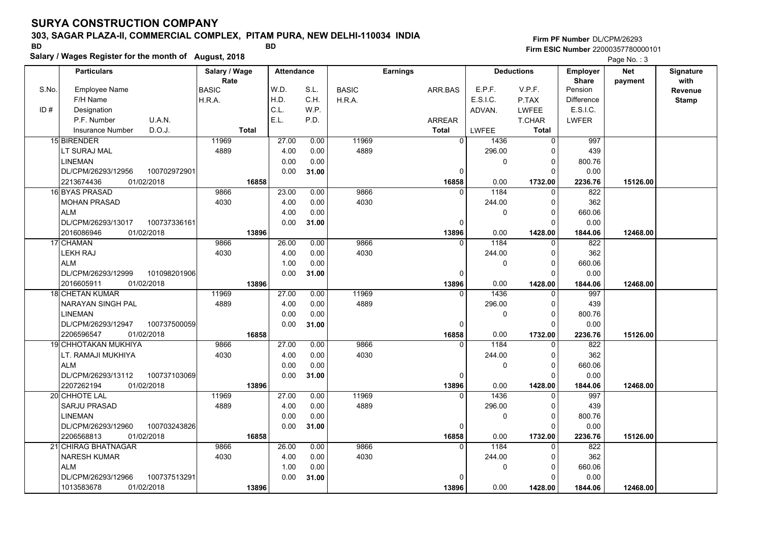# SURYA CONSTRUCTION COMPANY

**303, SAGAR PLAZA-II, COMMERCIAL COMPLEX, PITAM PURA, NEW DELHI-110034 INDIA**

BD BD

**Salary / Wages Register for the month of August, 2018**

Firm PF Number DL/CPM/26293

Firm ESIC Number 22000357780000101

Page No. : 3

| S.No. / ID # | Employee Name / F/H Name / Designation / P.F. Number / U.A.N. / Insurance Number / D.O.J. | Salary / Wage Rate BASIC / H.R.A. / Total | W.D. / H.D. / C.L. / E.L. | S.L. / C.H. / W.P. / P.D. | BASIC / H.R.A. | ARR.BAS / ARREAR / Total | E.P.F. / E.S.I.C. / ADVAN. / LWFEE | V.P.F. / P.TAX / LWFEE / T.CHAR / Total | Employer Share Pension / Difference / E.S.I.C. / LWFER | Net payment | Signature with Revenue Stamp |
|---|---|---|---|---|---|---|---|---|---|---|---|
| 15 | BIRENDER | 11969 | 27.00 | 0.00 | 11969 | 0 | 1436 | 0 | 997 | | |
| | LT SURAJ MAL | 4889 | 4.00 | 0.00 | 4889 | | 296.00 | 0 | 439 | | |
| | LINEMAN | | 0.00 | 0.00 | | | 0 | 0 | 800.76 | | |
| | DL/CPM/26293/12956 100702972901 | | 0.00 | 31.00 | | 0 | | 0 | 0.00 | | |
| | 2213674436 01/02/2018 | 16858 | | | | 16858 | 0.00 | 1732.00 | 2236.76 | 15126.00 | |
| 16 | BYAS PRASAD | 9866 | 23.00 | 0.00 | 9866 | 0 | 1184 | 0 | 822 | | |
| | MOHAN PRASAD | 4030 | 4.00 | 0.00 | 4030 | | 244.00 | 0 | 362 | | |
| | ALM | | 4.00 | 0.00 | | | 0 | 0 | 660.06 | | |
| | DL/CPM/26293/13017 100737336161 | | 0.00 | 31.00 | | 0 | | 0 | 0.00 | | |
| | 2016086946 01/02/2018 | 13896 | | | | 13896 | 0.00 | 1428.00 | 1844.06 | 12468.00 | |
| 17 | CHAMAN | 9866 | 26.00 | 0.00 | 9866 | 0 | 1184 | 0 | 822 | | |
| | LEKH RAJ | 4030 | 4.00 | 0.00 | 4030 | | 244.00 | 0 | 362 | | |
| | ALM | | 1.00 | 0.00 | | | 0 | 0 | 660.06 | | |
| | DL/CPM/26293/12999 101098201906 | | 0.00 | 31.00 | | 0 | | 0 | 0.00 | | |
| | 2016605911 01/02/2018 | 13896 | | | | 13896 | 0.00 | 1428.00 | 1844.06 | 12468.00 | |
| 18 | CHETAN KUMAR | 11969 | 27.00 | 0.00 | 11969 | 0 | 1436 | 0 | 997 | | |
| | NARAYAN SINGH PAL | 4889 | 4.00 | 0.00 | 4889 | | 296.00 | 0 | 439 | | |
| | LINEMAN | | 0.00 | 0.00 | | | 0 | 0 | 800.76 | | |
| | DL/CPM/26293/12947 100737500059 | | 0.00 | 31.00 | | 0 | | 0 | 0.00 | | |
| | 2206596547 01/02/2018 | 16858 | | | | 16858 | 0.00 | 1732.00 | 2236.76 | 15126.00 | |
| 19 | CHHOTAKAN MUKHIYA | 9866 | 27.00 | 0.00 | 9866 | 0 | 1184 | 0 | 822 | | |
| | LT. RAMAJI MUKHIYA | 4030 | 4.00 | 0.00 | 4030 | | 244.00 | 0 | 362 | | |
| | ALM | | 0.00 | 0.00 | | | 0 | 0 | 660.06 | | |
| | DL/CPM/26293/13112 100737103069 | | 0.00 | 31.00 | | 0 | | 0 | 0.00 | | |
| | 2207262194 01/02/2018 | 13896 | | | | 13896 | 0.00 | 1428.00 | 1844.06 | 12468.00 | |
| 20 | CHHOTE LAL | 11969 | 27.00 | 0.00 | 11969 | 0 | 1436 | 0 | 997 | | |
| | SARJU PRASAD | 4889 | 4.00 | 0.00 | 4889 | | 296.00 | 0 | 439 | | |
| | LINEMAN | | 0.00 | 0.00 | | | 0 | 0 | 800.76 | | |
| | DL/CPM/26293/12960 100703243826 | | 0.00 | 31.00 | | 0 | | 0 | 0.00 | | |
| | 2206568813 01/02/2018 | 16858 | | | | 16858 | 0.00 | 1732.00 | 2236.76 | 15126.00 | |
| 21 | CHIRAG BHATNAGAR | 9866 | 26.00 | 0.00 | 9866 | 0 | 1184 | 0 | 822 | | |
| | NARESH KUMAR | 4030 | 4.00 | 0.00 | 4030 | | 244.00 | 0 | 362 | | |
| | ALM | | 1.00 | 0.00 | | | 0 | 0 | 660.06 | | |
| | DL/CPM/26293/12966 100737513291 | | 0.00 | 31.00 | | 0 | | 0 | 0.00 | | |
| | 1013583678 01/02/2018 | 13896 | | | | 13896 | 0.00 | 1428.00 | 1844.06 | 12468.00 | |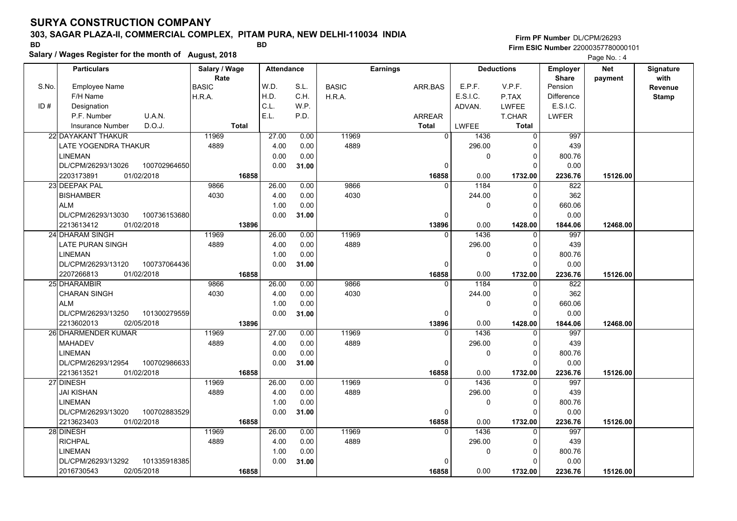# SURYA CONSTRUCTION COMPANY

**303, SAGAR PLAZA-II, COMMERCIAL COMPLEX, PITAM PURA, NEW DELHI-110034 INDIA**

BD BD

**Salary / Wages Register for the month of August, 2018**

**Firm PF Number** DL/CPM/26293
**Firm ESIC Number** 22000357780000101

| Particulars | | Salary / Wage Rate | | Attendance | | Earnings | | Deductions | | Employer Share | Net payment | Signature with Revenue Stamp |
|---|---|---|---|---|---|---|---|---|---|---|---|---|
| S.No. | Employee Name | BASIC | | W.D. | S.L. | BASIC | ARR.BAS | E.P.F. | V.P.F. | Pension | | |
| | F/H Name | H.R.A. | | H.D. | C.H. | H.R.A. | | E.S.I.C. | P.TAX | Difference | | |
| ID # | Designation | | | C.L. | W.P. | | | ADVAN. | LWFEE | E.S.I.C. | | |
| | P.F. Number / U.A.N. | | | E.L. | P.D. | | ARREAR | | T.CHAR | LWFER | | |
| | Insurance Number / D.O.J. | | Total | | | | Total | LWFEE | Total | | | |
| 22 | DAYAKANT THAKUR | 11969 | | 27.00 | 0.00 | 11969 | 0 | 1436 | 0 | 997 | | |
| | LATE YOGENDRA THAKUR | 4889 | | 4.00 | 0.00 | 4889 | | 296.00 | 0 | 439 | | |
| | LINEMAN | | | 0.00 | 0.00 | | | 0 | 0 | 800.76 | | |
| | DL/CPM/26293/13026 100702964650 | | | 0.00 | 31.00 | | 0 | | 0 | 0.00 | | |
| | 2203173891 01/02/2018 | | 16858 | | | | 16858 | 0.00 | 1732.00 | 2236.76 | 15126.00 | |
| 23 | DEEPAK PAL | 9866 | | 26.00 | 0.00 | 9866 | 0 | 1184 | 0 | 822 | | |
| | BISHAMBER | 4030 | | 4.00 | 0.00 | 4030 | | 244.00 | 0 | 362 | | |
| | ALM | | | 1.00 | 0.00 | | | 0 | 0 | 660.06 | | |
| | DL/CPM/26293/13030 100736153680 | | | 0.00 | 31.00 | | 0 | | 0 | 0.00 | | |
| | 2213613412 01/02/2018 | | 13896 | | | | 13896 | 0.00 | 1428.00 | 1844.06 | 12468.00 | |
| 24 | DHARAM SINGH | 11969 | | 26.00 | 0.00 | 11969 | 0 | 1436 | 0 | 997 | | |
| | LATE PURAN SINGH | 4889 | | 4.00 | 0.00 | 4889 | | 296.00 | 0 | 439 | | |
| | LINEMAN | | | 1.00 | 0.00 | | | 0 | 0 | 800.76 | | |
| | DL/CPM/26293/13120 100737064436 | | | 0.00 | 31.00 | | 0 | | 0 | 0.00 | | |
| | 2207266813 01/02/2018 | | 16858 | | | | 16858 | 0.00 | 1732.00 | 2236.76 | 15126.00 | |
| 25 | DHARAMBIR | 9866 | | 26.00 | 0.00 | 9866 | 0 | 1184 | 0 | 822 | | |
| | CHARAN SINGH | 4030 | | 4.00 | 0.00 | 4030 | | 244.00 | 0 | 362 | | |
| | ALM | | | 1.00 | 0.00 | | | 0 | 0 | 660.06 | | |
| | DL/CPM/26293/13250 101300279559 | | | 0.00 | 31.00 | | 0 | | 0 | 0.00 | | |
| | 2213602013 02/05/2018 | | 13896 | | | | 13896 | 0.00 | 1428.00 | 1844.06 | 12468.00 | |
| 26 | DHARMENDER KUMAR | 11969 | | 27.00 | 0.00 | 11969 | 0 | 1436 | 0 | 997 | | |
| | MAHADEV | 4889 | | 4.00 | 0.00 | 4889 | | 296.00 | 0 | 439 | | |
| | LINEMAN | | | 0.00 | 0.00 | | | 0 | 0 | 800.76 | | |
| | DL/CPM/26293/12954 100702986633 | | | 0.00 | 31.00 | | 0 | | 0 | 0.00 | | |
| | 2213613521 01/02/2018 | | 16858 | | | | 16858 | 0.00 | 1732.00 | 2236.76 | 15126.00 | |
| 27 | DINESH | 11969 | | 26.00 | 0.00 | 11969 | 0 | 1436 | 0 | 997 | | |
| | JAI KISHAN | 4889 | | 4.00 | 0.00 | 4889 | | 296.00 | 0 | 439 | | |
| | LINEMAN | | | 1.00 | 0.00 | | | 0 | 0 | 800.76 | | |
| | DL/CPM/26293/13020 100702883529 | | | 0.00 | 31.00 | | 0 | | 0 | 0.00 | | |
| | 2213623403 01/02/2018 | | 16858 | | | | 16858 | 0.00 | 1732.00 | 2236.76 | 15126.00 | |
| 28 | DINESH | 11969 | | 26.00 | 0.00 | 11969 | 0 | 1436 | 0 | 997 | | |
| | RICHPAL | 4889 | | 4.00 | 0.00 | 4889 | | 296.00 | 0 | 439 | | |
| | LINEMAN | | | 1.00 | 0.00 | | | 0 | 0 | 800.76 | | |
| | DL/CPM/26293/13292 101335918385 | | | 0.00 | 31.00 | | 0 | | 0 | 0.00 | | |
| | 2016730543 02/05/2018 | | 16858 | | | | 16858 | 0.00 | 1732.00 | 2236.76 | 15126.00 | |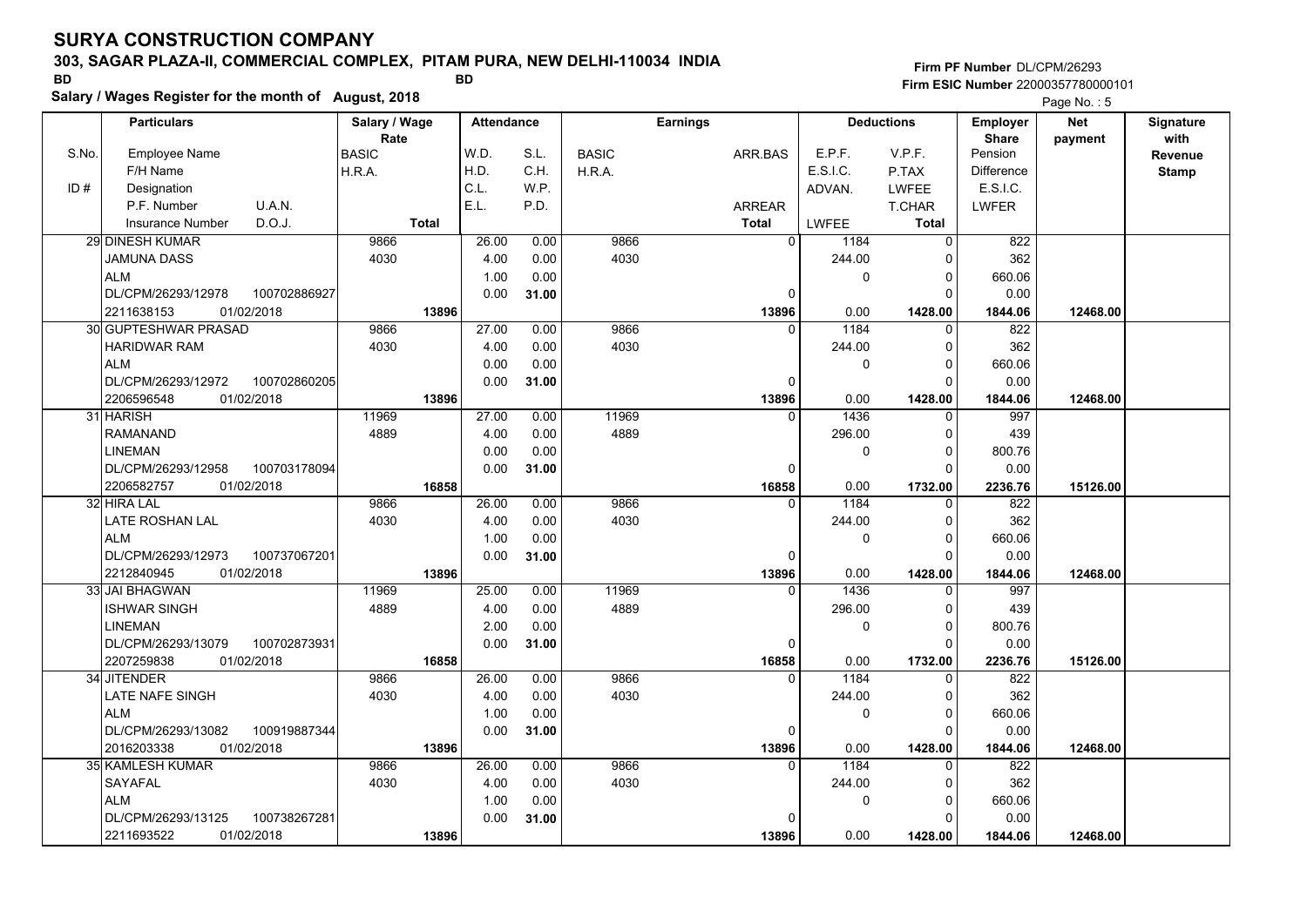# SURYA CONSTRUCTION COMPANY

**303, SAGAR PLAZA-II, COMMERCIAL COMPLEX, PITAM PURA, NEW DELHI-110034 INDIA**

BD　　BD

**Salary / Wages Register for the month of August, 2018**

Firm PF Number DL/CPM/26293
Firm ESIC Number 22000357780000101

| S.No. / ID # | Particulars: Employee Name / F/H Name / Designation / P.F. Number / U.A.N. / Insurance Number / D.O.J. | Salary / Wage Rate: BASIC / H.R.A. / Total | Attendance: W.D. / H.D. / C.L. / E.L. | Attendance: S.L. / C.H. / W.P. / P.D. | Earnings: BASIC / H.R.A. | Earnings: ARR.BAS / ARREAR / Total | Deductions: E.P.F. / E.S.I.C. / ADVAN. / LWFEE | Deductions: V.P.F. / P.TAX / LWFEE / T.CHAR / Total | Employer Share: Pension / Difference / E.S.I.C. / LWFER | Net payment | Signature with Revenue Stamp |
|---|---|---|---|---|---|---|---|---|---|---|---|
| 29 | DINESH KUMAR<br>JAMUNA DASS<br>ALM<br>DL/CPM/26293/12978 100702886927<br>2211638153 01/02/2018 | 9866<br>4030<br>**13896** | 26.00<br>4.00<br>1.00<br>0.00 | 0.00<br>0.00<br>0.00<br>**31.00** | 9866<br>4030 | 0<br>0<br>**13896** | 1184<br>244.00<br>0<br>0.00 | 0<br>0<br>0<br>0<br>**1428.00** | 822<br>362<br>660.06<br>0.00<br>**1844.06** | **12468.00** | |
| 30 | GUPTESHWAR PRASAD<br>HARIDWAR RAM<br>ALM<br>DL/CPM/26293/12972 100702860205<br>2206596548 01/02/2018 | 9866<br>4030<br>**13896** | 27.00<br>4.00<br>0.00<br>0.00 | 0.00<br>0.00<br>0.00<br>**31.00** | 9866<br>4030 | 0<br>0<br>**13896** | 1184<br>244.00<br>0<br>0.00 | 0<br>0<br>0<br>0<br>**1428.00** | 822<br>362<br>660.06<br>0.00<br>**1844.06** | **12468.00** | |
| 31 | HARISH<br>RAMANAND<br>LINEMAN<br>DL/CPM/26293/12958 100703178094<br>2206582757 01/02/2018 | 11969<br>4889<br>**16858** | 27.00<br>4.00<br>0.00<br>0.00 | 0.00<br>0.00<br>0.00<br>**31.00** | 11969<br>4889 | 0<br>0<br>**16858** | 1436<br>296.00<br>0<br>0.00 | 0<br>0<br>0<br>0<br>**1732.00** | 997<br>439<br>800.76<br>0.00<br>**2236.76** | **15126.00** | |
| 32 | HIRA LAL<br>LATE ROSHAN LAL<br>ALM<br>DL/CPM/26293/12973 100737067201<br>2212840945 01/02/2018 | 9866<br>4030<br>**13896** | 26.00<br>4.00<br>1.00<br>0.00 | 0.00<br>0.00<br>0.00<br>**31.00** | 9866<br>4030 | 0<br>0<br>**13896** | 1184<br>244.00<br>0<br>0.00 | 0<br>0<br>0<br>0<br>**1428.00** | 822<br>362<br>660.06<br>0.00<br>**1844.06** | **12468.00** | |
| 33 | JAI BHAGWAN<br>ISHWAR SINGH<br>LINEMAN<br>DL/CPM/26293/13079 100702873931<br>2207259838 01/02/2018 | 11969<br>4889<br>**16858** | 25.00<br>4.00<br>2.00<br>0.00 | 0.00<br>0.00<br>0.00<br>**31.00** | 11969<br>4889 | 0<br>0<br>**16858** | 1436<br>296.00<br>0<br>0.00 | 0<br>0<br>0<br>0<br>**1732.00** | 997<br>439<br>800.76<br>0.00<br>**2236.76** | **15126.00** | |
| 34 | JITENDER<br>LATE NAFE SINGH<br>ALM<br>DL/CPM/26293/13082 100919887344<br>2016203338 01/02/2018 | 9866<br>4030<br>**13896** | 26.00<br>4.00<br>1.00<br>0.00 | 0.00<br>0.00<br>0.00<br>**31.00** | 9866<br>4030 | 0<br>0<br>**13896** | 1184<br>244.00<br>0<br>0.00 | 0<br>0<br>0<br>0<br>**1428.00** | 822<br>362<br>660.06<br>0.00<br>**1844.06** | **12468.00** | |
| 35 | KAMLESH KUMAR<br>SAYAFAL<br>ALM<br>DL/CPM/26293/13125 100738267281<br>2211693522 01/02/2018 | 9866<br>4030<br>**13896** | 26.00<br>4.00<br>1.00<br>0.00 | 0.00<br>0.00<br>0.00<br>**31.00** | 9866<br>4030 | 0<br>0<br>**13896** | 1184<br>244.00<br>0<br>0.00 | 0<br>0<br>0<br>0<br>**1428.00** | 822<br>362<br>660.06<br>0.00<br>**1844.06** | **12468.00** | |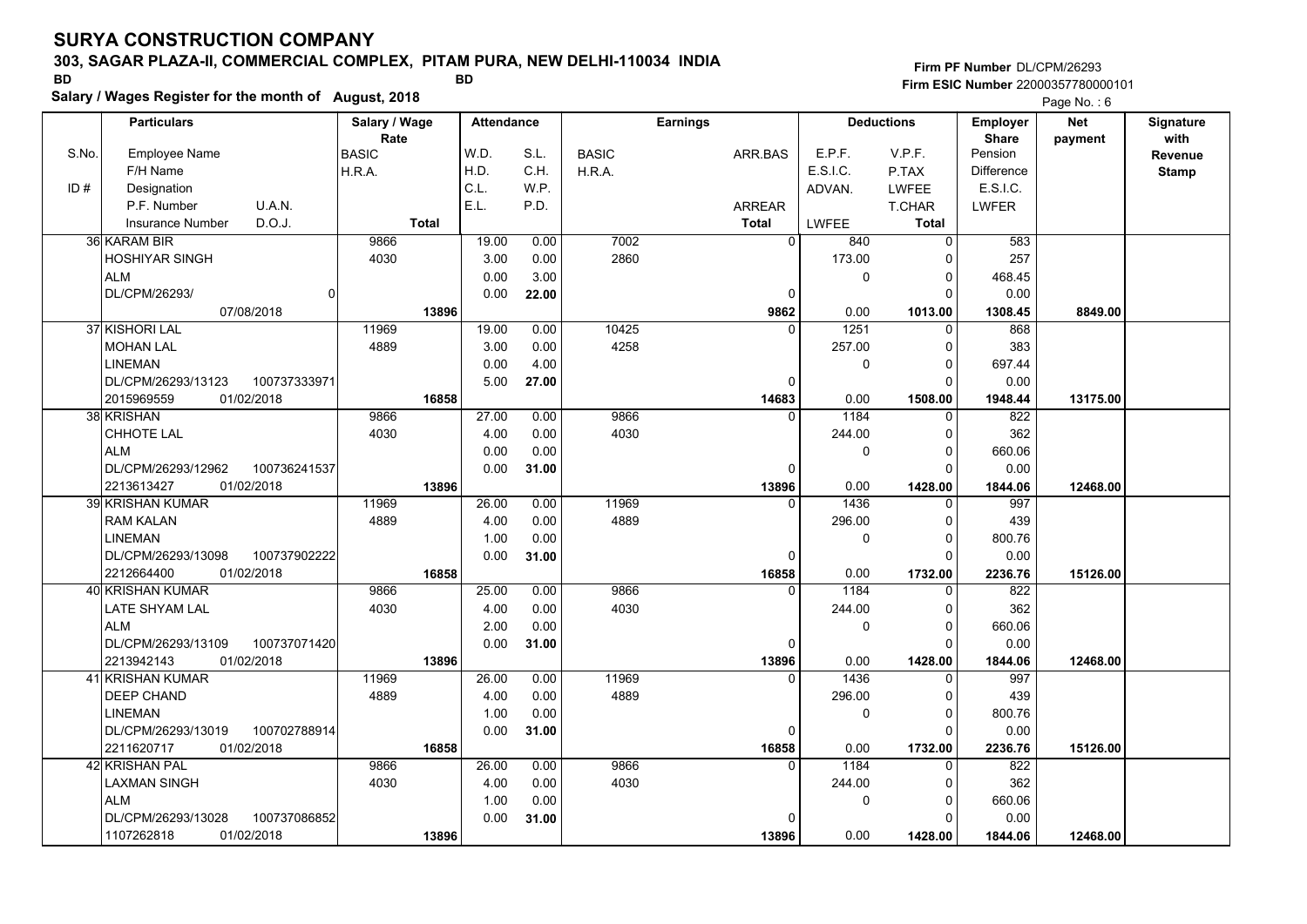# SURYA CONSTRUCTION COMPANY

**303, SAGAR PLAZA-II, COMMERCIAL COMPLEX, PITAM PURA, NEW DELHI-110034 INDIA**

BD BD

**Salary / Wages Register for the month of August, 2018**

**Firm PF Number** DL/CPM/26293
**Firm ESIC Number** 22000357780000101

Page No. : 6

| Particulars | | | Salary / Wage Rate | Attendance | | Earnings | | Deductions | | Employer Share | Net payment | Signature with Revenue Stamp |
|---|---|---|---|---|---|---|---|---|---|---|---|---|
| S.No. | Employee Name / F/H Name / Designation / P.F. Number / Insurance Number | U.A.N. / D.O.J. | BASIC / H.R.A. / Total | W.D. / H.D. / C.L. / E.L. | S.L. / C.H. / W.P. / P.D. | BASIC / H.R.A. | ARR.BAS / ARREAR / Total | E.P.F. / E.S.I.C. / ADVAN. / LWFEE | V.P.F. / P.TAX / LWFEE / T.CHAR / Total | Pension / Difference / E.S.I.C. / LWFER | | |
| 36 | KARAM BIR / HOSHIYAR SINGH / ALM / DL/CPM/26293/ | 0 / 07/08/2018 | 9866 / 4030 / 13896 | 19.00 / 3.00 / 0.00 / 0.00 | 0.00 / 0.00 / 3.00 / 22.00 | 7002 / 2860 | 0 / 0 / 9862 | 840 / 173.00 / 0 / 0.00 | 0 / 0 / 0 / 0 / 1013.00 | 583 / 257 / 468.45 / 0.00 / 1308.45 | 8849.00 | |
| 37 | KISHORI LAL / MOHAN LAL / LINEMAN / DL/CPM/26293/13123 / 2015969559 | 100737333971 / 01/02/2018 | 11969 / 4889 / 16858 | 19.00 / 3.00 / 0.00 / 5.00 | 0.00 / 0.00 / 4.00 / 27.00 | 10425 / 4258 | 0 / 0 / 14683 | 1251 / 257.00 / 0 / 0.00 | 0 / 0 / 0 / 0 / 1508.00 | 868 / 383 / 697.44 / 0.00 / 1948.44 | 13175.00 | |
| 38 | KRISHAN / CHHOTE LAL / ALM / DL/CPM/26293/12962 / 2213613427 | 100736241537 / 01/02/2018 | 9866 / 4030 / 13896 | 27.00 / 4.00 / 0.00 / 0.00 | 0.00 / 0.00 / 0.00 / 31.00 | 9866 / 4030 | 0 / 0 / 13896 | 1184 / 244.00 / 0 / 0.00 | 0 / 0 / 0 / 0 / 1428.00 | 822 / 362 / 660.06 / 0.00 / 1844.06 | 12468.00 | |
| 39 | KRISHAN KUMAR / RAM KALAN / LINEMAN / DL/CPM/26293/13098 / 2212664400 | 100737902222 / 01/02/2018 | 11969 / 4889 / 16858 | 26.00 / 4.00 / 1.00 / 0.00 | 0.00 / 0.00 / 0.00 / 31.00 | 11969 / 4889 | 0 / 0 / 16858 | 1436 / 296.00 / 0 / 0.00 | 0 / 0 / 0 / 0 / 1732.00 | 997 / 439 / 800.76 / 0.00 / 2236.76 | 15126.00 | |
| 40 | KRISHAN KUMAR / LATE SHYAM LAL / ALM / DL/CPM/26293/13109 / 2213942143 | 100737071420 / 01/02/2018 | 9866 / 4030 / 13896 | 25.00 / 4.00 / 2.00 / 0.00 | 0.00 / 0.00 / 0.00 / 31.00 | 9866 / 4030 | 0 / 0 / 13896 | 1184 / 244.00 / 0 / 0.00 | 0 / 0 / 0 / 0 / 1428.00 | 822 / 362 / 660.06 / 0.00 / 1844.06 | 12468.00 | |
| 41 | KRISHAN KUMAR / DEEP CHAND / LINEMAN / DL/CPM/26293/13019 / 2211620717 | 100702788914 / 01/02/2018 | 11969 / 4889 / 16858 | 26.00 / 4.00 / 1.00 / 0.00 | 0.00 / 0.00 / 0.00 / 31.00 | 11969 / 4889 | 0 / 0 / 16858 | 1436 / 296.00 / 0 / 0.00 | 0 / 0 / 0 / 0 / 1732.00 | 997 / 439 / 800.76 / 0.00 / 2236.76 | 15126.00 | |
| 42 | KRISHAN PAL / LAXMAN SINGH / ALM / DL/CPM/26293/13028 / 1107262818 | 100737086852 / 01/02/2018 | 9866 / 4030 / 13896 | 26.00 / 4.00 / 1.00 / 0.00 | 0.00 / 0.00 / 0.00 / 31.00 | 9866 / 4030 | 0 / 0 / 13896 | 1184 / 244.00 / 0 / 0.00 | 0 / 0 / 0 / 0 / 1428.00 | 822 / 362 / 660.06 / 0.00 / 1844.06 | 12468.00 | |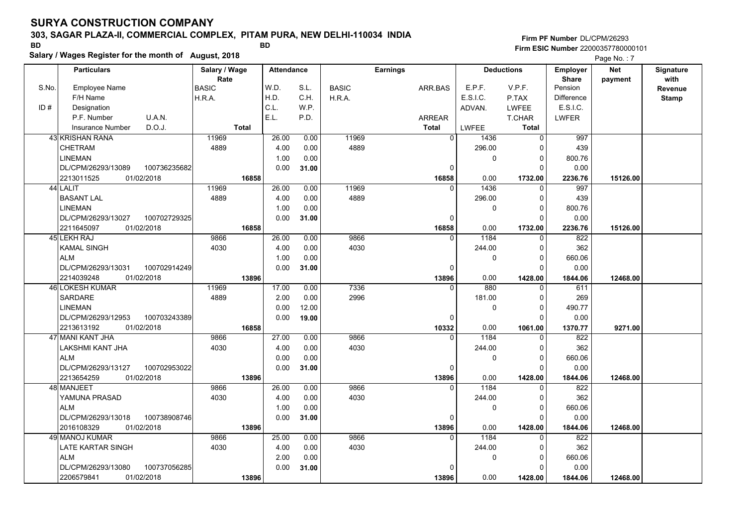# SURYA CONSTRUCTION COMPANY

**303, SAGAR PLAZA-II, COMMERCIAL COMPLEX, PITAM PURA, NEW DELHI-110034 INDIA**

BD BD

**Salary / Wages Register for the month of August, 2018**

**Firm PF Number** DL/CPM/26293
**Firm ESIC Number** 22000357780000101

| S.No. / ID # | Particulars: Employee Name / F/H Name / Designation / P.F. Number / U.A.N. / Insurance Number / D.O.J. | Salary / Wage Rate: BASIC / H.R.A. / Total | Attendance: W.D. / H.D. / C.L. / E.L. | Attendance: S.L. / C.H. / W.P. / P.D. | Earnings: BASIC / H.R.A. | Earnings: ARR.BAS / ARREAR / Total | Deductions: E.P.F. / E.S.I.C. / ADVAN. / LWFEE | Deductions: V.P.F. / P.TAX / LWFEE / T.CHAR / Total | Employer Share: Pension / Difference / E.S.I.C. / LWFER | Net payment | Signature with Revenue Stamp |
|---|---|---|---|---|---|---|---|---|---|---|---|
| 43 | KRISHAN RANA / CHETRAM / LINEMAN / DL/CPM/26293/13089 / 100736235682 / 2213011525 / 01/02/2018 | 11969 / 4889 / 16858 | 26.00 / 4.00 / 1.00 / 0.00 | 0.00 / 0.00 / 0.00 / 31.00 | 11969 / 4889 | 0 / 0 / 16858 | 1436 / 296.00 / 0 / 0.00 | 0 / 0 / 0 / 0 / 1732.00 | 997 / 439 / 800.76 / 0.00 / 2236.76 | 15126.00 | |
| 44 | LALIT / BASANT LAL / LINEMAN / DL/CPM/26293/13027 / 100702729325 / 2211645097 / 01/02/2018 | 11969 / 4889 / 16858 | 26.00 / 4.00 / 1.00 / 0.00 | 0.00 / 0.00 / 0.00 / 31.00 | 11969 / 4889 | 0 / 0 / 16858 | 1436 / 296.00 / 0 / 0.00 | 0 / 0 / 0 / 0 / 1732.00 | 997 / 439 / 800.76 / 0.00 / 2236.76 | 15126.00 | |
| 45 | LEKH RAJ / KAMAL SINGH / ALM / DL/CPM/26293/13031 / 100702914249 / 2214039248 / 01/02/2018 | 9866 / 4030 / 13896 | 26.00 / 4.00 / 1.00 / 0.00 | 0.00 / 0.00 / 0.00 / 31.00 | 9866 / 4030 | 0 / 0 / 13896 | 1184 / 244.00 / 0 / 0.00 | 0 / 0 / 0 / 0 / 1428.00 | 822 / 362 / 660.06 / 0.00 / 1844.06 | 12468.00 | |
| 46 | LOKESH KUMAR / SARDARE / LINEMAN / DL/CPM/26293/12953 / 100703243389 / 2213613192 / 01/02/2018 | 11969 / 4889 / 16858 | 17.00 / 2.00 / 0.00 / 0.00 | 0.00 / 0.00 / 12.00 / 19.00 | 7336 / 2996 | 0 / 0 / 10332 | 880 / 181.00 / 0 / 0.00 | 0 / 0 / 0 / 0 / 1061.00 | 611 / 269 / 490.77 / 0.00 / 1370.77 | 9271.00 | |
| 47 | MANI KANT JHA / LAKSHMI KANT JHA / ALM / DL/CPM/26293/13127 / 100702953022 / 2213654259 / 01/02/2018 | 9866 / 4030 / 13896 | 27.00 / 4.00 / 0.00 / 0.00 | 0.00 / 0.00 / 0.00 / 31.00 | 9866 / 4030 | 0 / 0 / 13896 | 1184 / 244.00 / 0 / 0.00 | 0 / 0 / 0 / 0 / 1428.00 | 822 / 362 / 660.06 / 0.00 / 1844.06 | 12468.00 | |
| 48 | MANJEET / YAMUNA PRASAD / ALM / DL/CPM/26293/13018 / 100738908746 / 2016108329 / 01/02/2018 | 9866 / 4030 / 13896 | 26.00 / 4.00 / 1.00 / 0.00 | 0.00 / 0.00 / 0.00 / 31.00 | 9866 / 4030 | 0 / 0 / 13896 | 1184 / 244.00 / 0 / 0.00 | 0 / 0 / 0 / 0 / 1428.00 | 822 / 362 / 660.06 / 0.00 / 1844.06 | 12468.00 | |
| 49 | MANOJ KUMAR / LATE KARTAR SINGH / ALM / DL/CPM/26293/13080 / 100737056285 / 2206579841 / 01/02/2018 | 9866 / 4030 / 13896 | 25.00 / 4.00 / 2.00 / 0.00 | 0.00 / 0.00 / 0.00 / 31.00 | 9866 / 4030 | 0 / 0 / 13896 | 1184 / 244.00 / 0 / 0.00 | 0 / 0 / 0 / 0 / 1428.00 | 822 / 362 / 660.06 / 0.00 / 1844.06 | 12468.00 | |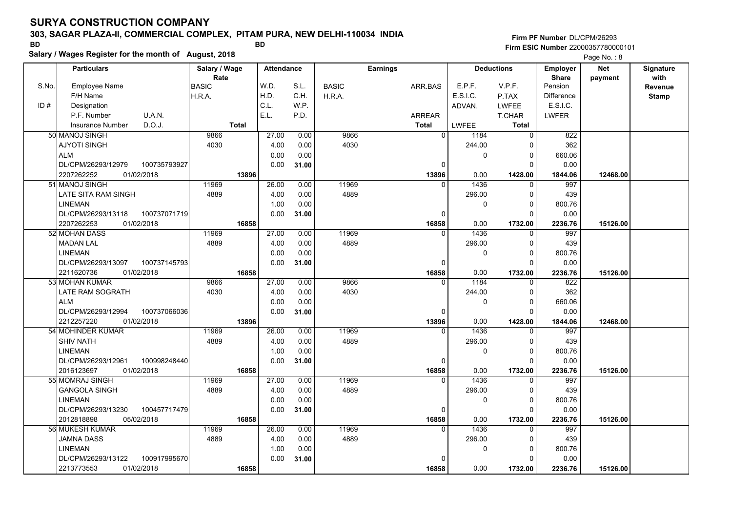# SURYA CONSTRUCTION COMPANY

## 303, SAGAR PLAZA-II, COMMERCIAL COMPLEX, PITAM PURA, NEW DELHI-110034 INDIA

BD BD

**Salary / Wages Register for the month of August, 2018**

Firm PF Number DL/CPM/26293
Firm ESIC Number 22000357780000101

| S.No. / ID # | Employee Name / F/H Name / Designation / P.F. Number U.A.N. / Insurance Number D.O.J. | Salary / Wage Rate BASIC / H.R.A. / Total | W.D. / H.D. / C.L. / E.L. | S.L. / C.H. / W.P. / P.D. | Earnings BASIC / H.R.A. | ARR.BAS / ARREAR / Total | E.P.F. / E.S.I.C. / ADVAN. / LWFEE | V.P.F. / P.TAX / LWFEE / T.CHAR / Total | Employer Share Pension / Difference / E.S.I.C. / LWFER | Net payment | Signature with Revenue Stamp |
|---|---|---|---|---|---|---|---|---|---|---|---|
| 50 | MANOJ SINGH | 9866 | 27.00 | 0.00 | 9866 | 0 | 1184 | 0 | 822 | | |
| | AJYOTI SINGH | 4030 | 4.00 | 0.00 | 4030 | | 244.00 | 0 | 362 | | |
| | ALM | | 0.00 | 0.00 | | | 0 | 0 | 660.06 | | |
| | DL/CPM/26293/12979 100735793927 | | 0.00 | 31.00 | | 0 | | 0 | 0.00 | | |
| | 2207262252 01/02/2018 | 13896 | | | | 13896 | 0.00 | 1428.00 | 1844.06 | 12468.00 | |
| 51 | MANOJ SINGH | 11969 | 26.00 | 0.00 | 11969 | 0 | 1436 | 0 | 997 | | |
| | LATE SITA RAM SINGH | 4889 | 4.00 | 0.00 | 4889 | | 296.00 | 0 | 439 | | |
| | LINEMAN | | 1.00 | 0.00 | | | 0 | 0 | 800.76 | | |
| | DL/CPM/26293/13118 100737071719 | | 0.00 | 31.00 | | 0 | | 0 | 0.00 | | |
| | 2207262253 01/02/2018 | 16858 | | | | 16858 | 0.00 | 1732.00 | 2236.76 | 15126.00 | |
| 52 | MOHAN DASS | 11969 | 27.00 | 0.00 | 11969 | 0 | 1436 | 0 | 997 | | |
| | MADAN LAL | 4889 | 4.00 | 0.00 | 4889 | | 296.00 | 0 | 439 | | |
| | LINEMAN | | 0.00 | 0.00 | | | 0 | 0 | 800.76 | | |
| | DL/CPM/26293/13097 100737145793 | | 0.00 | 31.00 | | 0 | | 0 | 0.00 | | |
| | 2211620736 01/02/2018 | 16858 | | | | 16858 | 0.00 | 1732.00 | 2236.76 | 15126.00 | |
| 53 | MOHAN KUMAR | 9866 | 27.00 | 0.00 | 9866 | 0 | 1184 | 0 | 822 | | |
| | LATE RAM SOGRATH | 4030 | 4.00 | 0.00 | 4030 | | 244.00 | 0 | 362 | | |
| | ALM | | 0.00 | 0.00 | | | 0 | 0 | 660.06 | | |
| | DL/CPM/26293/12994 100737066036 | | 0.00 | 31.00 | | 0 | | 0 | 0.00 | | |
| | 2212257220 01/02/2018 | 13896 | | | | 13896 | 0.00 | 1428.00 | 1844.06 | 12468.00 | |
| 54 | MOHINDER KUMAR | 11969 | 26.00 | 0.00 | 11969 | 0 | 1436 | 0 | 997 | | |
| | SHIV NATH | 4889 | 4.00 | 0.00 | 4889 | | 296.00 | 0 | 439 | | |
| | LINEMAN | | 1.00 | 0.00 | | | 0 | 0 | 800.76 | | |
| | DL/CPM/26293/12961 100998248440 | | 0.00 | 31.00 | | 0 | | 0 | 0.00 | | |
| | 2016123697 01/02/2018 | 16858 | | | | 16858 | 0.00 | 1732.00 | 2236.76 | 15126.00 | |
| 55 | MOMRAJ SINGH | 11969 | 27.00 | 0.00 | 11969 | 0 | 1436 | 0 | 997 | | |
| | GANGOLA SINGH | 4889 | 4.00 | 0.00 | 4889 | | 296.00 | 0 | 439 | | |
| | LINEMAN | | 0.00 | 0.00 | | | 0 | 0 | 800.76 | | |
| | DL/CPM/26293/13230 100457717479 | | 0.00 | 31.00 | | 0 | | 0 | 0.00 | | |
| | 2012818898 05/02/2018 | 16858 | | | | 16858 | 0.00 | 1732.00 | 2236.76 | 15126.00 | |
| 56 | MUKESH KUMAR | 11969 | 26.00 | 0.00 | 11969 | 0 | 1436 | 0 | 997 | | |
| | JAMNA DASS | 4889 | 4.00 | 0.00 | 4889 | | 296.00 | 0 | 439 | | |
| | LINEMAN | | 1.00 | 0.00 | | | 0 | 0 | 800.76 | | |
| | DL/CPM/26293/13122 100917995670 | | 0.00 | 31.00 | | 0 | | 0 | 0.00 | | |
| | 2213773553 01/02/2018 | 16858 | | | | 16858 | 0.00 | 1732.00 | 2236.76 | 15126.00 | |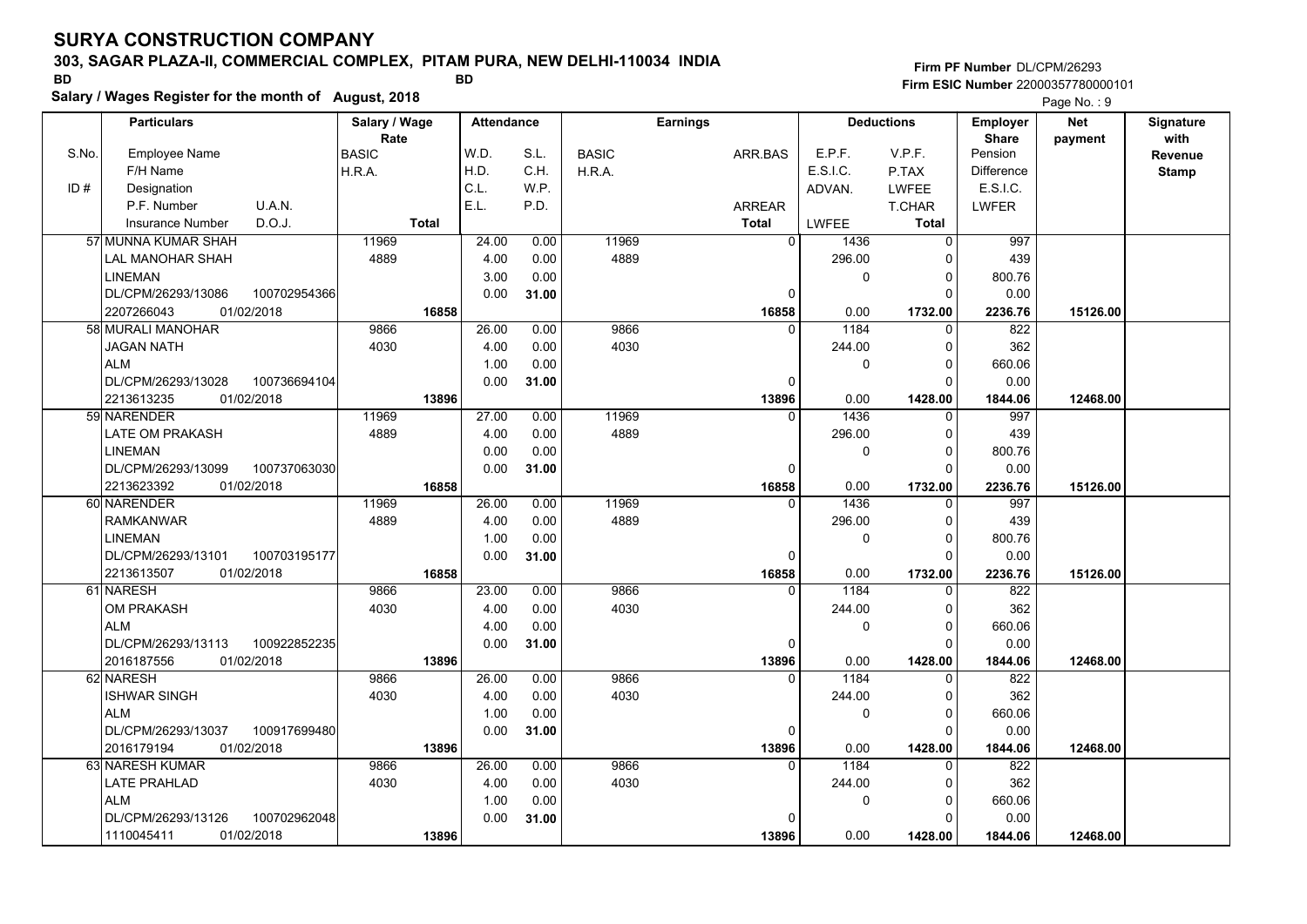# SURYA CONSTRUCTION COMPANY

**303, SAGAR PLAZA-II, COMMERCIAL COMPLEX, PITAM PURA, NEW DELHI-110034 INDIA**

BD BD

**Salary / Wages Register for the month of August, 2018**

**Firm PF Number** DL/CPM/26293
**Firm ESIC Number** 22000357780000101

| Particulars | | Salary / Wage Rate | Attendance | | Earnings | | Deductions | | Employer Share | Net payment | Signature with Revenue Stamp |
|---|---|---|---|---|---|---|---|---|---|---|---|
| S.No. Employee Name / F/H Name / ID # Designation / P.F. Number / Insurance Number | U.A.N. / D.O.J. | BASIC / H.R.A. / Total | W.D. / H.D. / C.L. / E.L. | S.L. / C.H. / W.P. / P.D. | BASIC / H.R.A. | ARR.BAS / ARREAR / Total | E.P.F. / E.S.I.C. / ADVAN. / LWFEE | V.P.F. / P.TAX / LWFEE / T.CHAR / Total | Pension / Difference / E.S.I.C. / LWFER | | |
| 57 MUNNA KUMAR SHAH | | 11969 | 24.00 | 0.00 | 11969 | 0 | 1436 | 0 | 997 | | |
| LAL MANOHAR SHAH | | 4889 | 4.00 | 0.00 | 4889 | | 296.00 | 0 | 439 | | |
| LINEMAN | | | 3.00 | 0.00 | | | 0 | 0 | 800.76 | | |
| DL/CPM/26293/13086 | 100702954366 | | 0.00 | 31.00 | | 0 | | 0 | 0.00 | | |
| 2207266043 | 01/02/2018 | 16858 | | | | 16858 | 0.00 | 1732.00 | 2236.76 | 15126.00 | |
| 58 MURALI MANOHAR | | 9866 | 26.00 | 0.00 | 9866 | 0 | 1184 | 0 | 822 | | |
| JAGAN NATH | | 4030 | 4.00 | 0.00 | 4030 | | 244.00 | 0 | 362 | | |
| ALM | | | 1.00 | 0.00 | | | 0 | 0 | 660.06 | | |
| DL/CPM/26293/13028 | 100736694104 | | 0.00 | 31.00 | | 0 | | 0 | 0.00 | | |
| 2213613235 | 01/02/2018 | 13896 | | | | 13896 | 0.00 | 1428.00 | 1844.06 | 12468.00 | |
| 59 NARENDER | | 11969 | 27.00 | 0.00 | 11969 | 0 | 1436 | 0 | 997 | | |
| LATE OM PRAKASH | | 4889 | 4.00 | 0.00 | 4889 | | 296.00 | 0 | 439 | | |
| LINEMAN | | | 0.00 | 0.00 | | | 0 | 0 | 800.76 | | |
| DL/CPM/26293/13099 | 100737063030 | | 0.00 | 31.00 | | 0 | | 0 | 0.00 | | |
| 2213623392 | 01/02/2018 | 16858 | | | | 16858 | 0.00 | 1732.00 | 2236.76 | 15126.00 | |
| 60 NARENDER | | 11969 | 26.00 | 0.00 | 11969 | 0 | 1436 | 0 | 997 | | |
| RAMKANWAR | | 4889 | 4.00 | 0.00 | 4889 | | 296.00 | 0 | 439 | | |
| LINEMAN | | | 1.00 | 0.00 | | | 0 | 0 | 800.76 | | |
| DL/CPM/26293/13101 | 100703195177 | | 0.00 | 31.00 | | 0 | | 0 | 0.00 | | |
| 2213613507 | 01/02/2018 | 16858 | | | | 16858 | 0.00 | 1732.00 | 2236.76 | 15126.00 | |
| 61 NARESH | | 9866 | 23.00 | 0.00 | 9866 | 0 | 1184 | 0 | 822 | | |
| OM PRAKASH | | 4030 | 4.00 | 0.00 | 4030 | | 244.00 | 0 | 362 | | |
| ALM | | | 4.00 | 0.00 | | | 0 | 0 | 660.06 | | |
| DL/CPM/26293/13113 | 100922852235 | | 0.00 | 31.00 | | 0 | | 0 | 0.00 | | |
| 2016187556 | 01/02/2018 | 13896 | | | | 13896 | 0.00 | 1428.00 | 1844.06 | 12468.00 | |
| 62 NARESH | | 9866 | 26.00 | 0.00 | 9866 | 0 | 1184 | 0 | 822 | | |
| ISHWAR SINGH | | 4030 | 4.00 | 0.00 | 4030 | | 244.00 | 0 | 362 | | |
| ALM | | | 1.00 | 0.00 | | | 0 | 0 | 660.06 | | |
| DL/CPM/26293/13037 | 100917699480 | | 0.00 | 31.00 | | 0 | | 0 | 0.00 | | |
| 2016179194 | 01/02/2018 | 13896 | | | | 13896 | 0.00 | 1428.00 | 1844.06 | 12468.00 | |
| 63 NARESH KUMAR | | 9866 | 26.00 | 0.00 | 9866 | 0 | 1184 | 0 | 822 | | |
| LATE PRAHLAD | | 4030 | 4.00 | 0.00 | 4030 | | 244.00 | 0 | 362 | | |
| ALM | | | 1.00 | 0.00 | | | 0 | 0 | 660.06 | | |
| DL/CPM/26293/13126 | 100702962048 | | 0.00 | 31.00 | | 0 | | 0 | 0.00 | | |
| 1110045411 | 01/02/2018 | 13896 | | | | 13896 | 0.00 | 1428.00 | 1844.06 | 12468.00 | |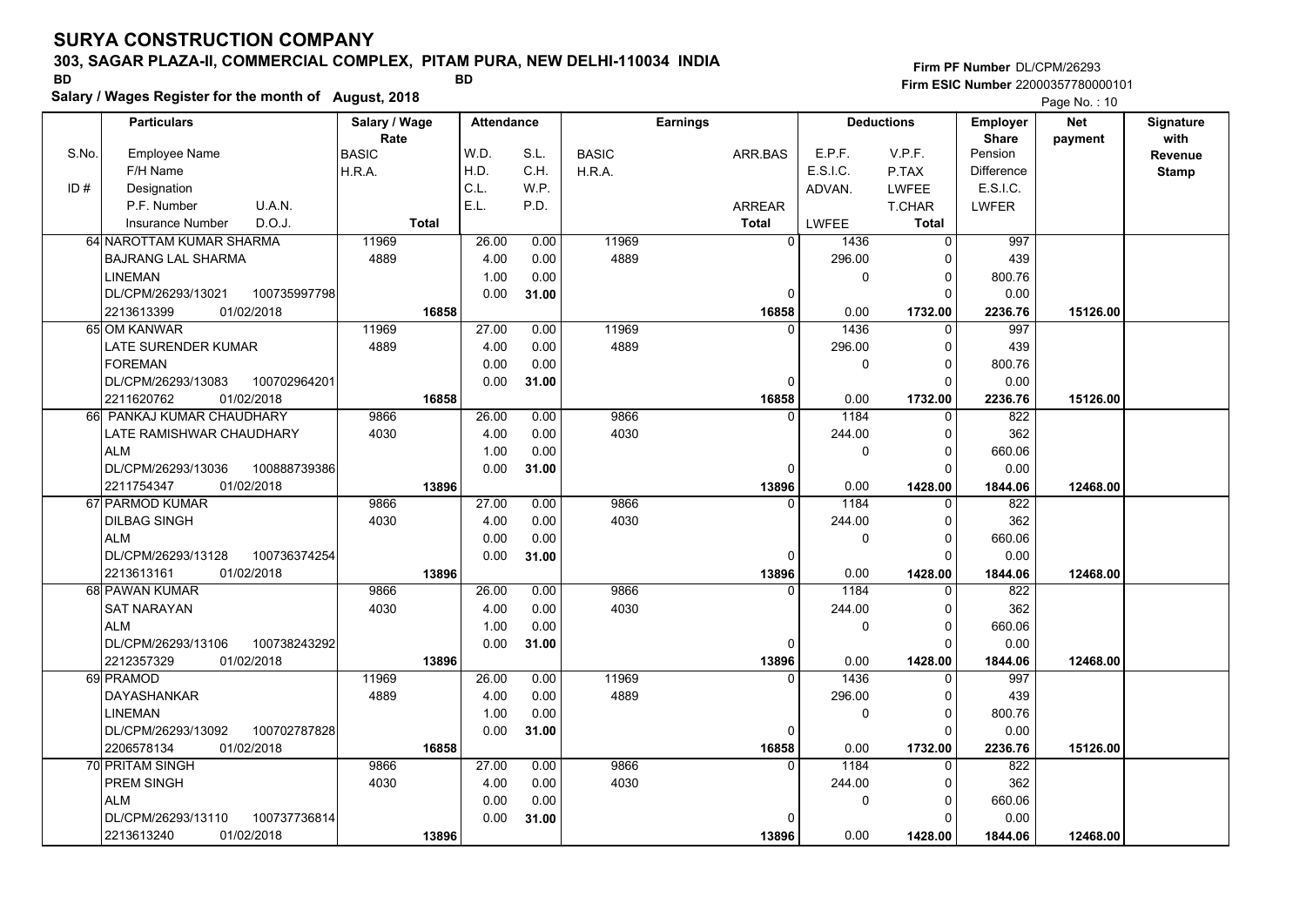# SURYA CONSTRUCTION COMPANY

**303, SAGAR PLAZA-II, COMMERCIAL COMPLEX, PITAM PURA, NEW DELHI-110034 INDIA**

BD BD

**Salary / Wages Register for the month of August, 2018**

**Firm PF Number** DL/CPM/26293
**Firm ESIC Number** 22000357780000101

| S.No. | Employee Name / F/H Name / ID # Designation / P.F. Number U.A.N. / Insurance Number D.O.J. | Salary / Wage Rate BASIC / H.R.A. / Total | W.D. / H.D. / C.L. / E.L. | S.L. / C.H. / W.P. / P.D. | BASIC / H.R.A. | ARR.BAS / ARREAR / Total | E.P.F. / E.S.I.C. / ADVAN. / LWFEE | V.P.F. / P.TAX / LWFEE / T.CHAR / Total | Employer Share Pension / Difference / E.S.I.C. / LWFER | Net payment | Signature with Revenue Stamp |
|---|---|---|---|---|---|---|---|---|---|---|---|
| 64 | NAROTTAM KUMAR SHARMA<br>BAJRANG LAL SHARMA<br>LINEMAN<br>DL/CPM/26293/13021 100735997798<br>2213613399 01/02/2018 | 11969<br>4889<br>16858 | 26.00<br>4.00<br>1.00<br>0.00 | 0.00<br>0.00<br>0.00<br>31.00 | 11969<br>4889 | 0<br>0<br>16858 | 1436<br>296.00<br>0<br>0.00 | 0<br>0<br>0<br>0<br>1732.00 | 997<br>439<br>800.76<br>0.00<br>2236.76 | 15126.00 | |
| 65 | OM KANWAR<br>LATE SURENDER KUMAR<br>FOREMAN<br>DL/CPM/26293/13083 100702964201<br>2211620762 01/02/2018 | 11969<br>4889<br>16858 | 27.00<br>4.00<br>0.00<br>0.00 | 0.00<br>0.00<br>0.00<br>31.00 | 11969<br>4889 | 0<br>0<br>16858 | 1436<br>296.00<br>0<br>0.00 | 0<br>0<br>0<br>0<br>1732.00 | 997<br>439<br>800.76<br>0.00<br>2236.76 | 15126.00 | |
| 66 | PANKAJ KUMAR CHAUDHARY<br>LATE RAMISHWAR CHAUDHARY<br>ALM<br>DL/CPM/26293/13036 100888739386<br>2211754347 01/02/2018 | 9866<br>4030<br>13896 | 26.00<br>4.00<br>1.00<br>0.00 | 0.00<br>0.00<br>0.00<br>31.00 | 9866<br>4030 | 0<br>0<br>13896 | 1184<br>244.00<br>0<br>0.00 | 0<br>0<br>0<br>0<br>1428.00 | 822<br>362<br>660.06<br>0.00<br>1844.06 | 12468.00 | |
| 67 | PARMOD KUMAR<br>DILBAG SINGH<br>ALM<br>DL/CPM/26293/13128 100736374254<br>2213613161 01/02/2018 | 9866<br>4030<br>13896 | 27.00<br>4.00<br>0.00<br>0.00 | 0.00<br>0.00<br>0.00<br>31.00 | 9866<br>4030 | 0<br>0<br>13896 | 1184<br>244.00<br>0<br>0.00 | 0<br>0<br>0<br>0<br>1428.00 | 822<br>362<br>660.06<br>0.00<br>1844.06 | 12468.00 | |
| 68 | PAWAN KUMAR<br>SAT NARAYAN<br>ALM<br>DL/CPM/26293/13106 100738243292<br>2212357329 01/02/2018 | 9866<br>4030<br>13896 | 26.00<br>4.00<br>1.00<br>0.00 | 0.00<br>0.00<br>0.00<br>31.00 | 9866<br>4030 | 0<br>0<br>13896 | 1184<br>244.00<br>0<br>0.00 | 0<br>0<br>0<br>0<br>1428.00 | 822<br>362<br>660.06<br>0.00<br>1844.06 | 12468.00 | |
| 69 | PRAMOD<br>DAYASHANKAR<br>LINEMAN<br>DL/CPM/26293/13092 100702787828<br>2206578134 01/02/2018 | 11969<br>4889<br>16858 | 26.00<br>4.00<br>1.00<br>0.00 | 0.00<br>0.00<br>0.00<br>31.00 | 11969<br>4889 | 0<br>0<br>16858 | 1436<br>296.00<br>0<br>0.00 | 0<br>0<br>0<br>0<br>1732.00 | 997<br>439<br>800.76<br>0.00<br>2236.76 | 15126.00 | |
| 70 | PRITAM SINGH<br>PREM SINGH<br>ALM<br>DL/CPM/26293/13110 100737736814<br>2213613240 01/02/2018 | 9866<br>4030<br>13896 | 27.00<br>4.00<br>0.00<br>0.00 | 0.00<br>0.00<br>0.00<br>31.00 | 9866<br>4030 | 0<br>0<br>13896 | 1184<br>244.00<br>0<br>0.00 | 0<br>0<br>0<br>0<br>1428.00 | 822<br>362<br>660.06<br>0.00<br>1844.06 | 12468.00 | |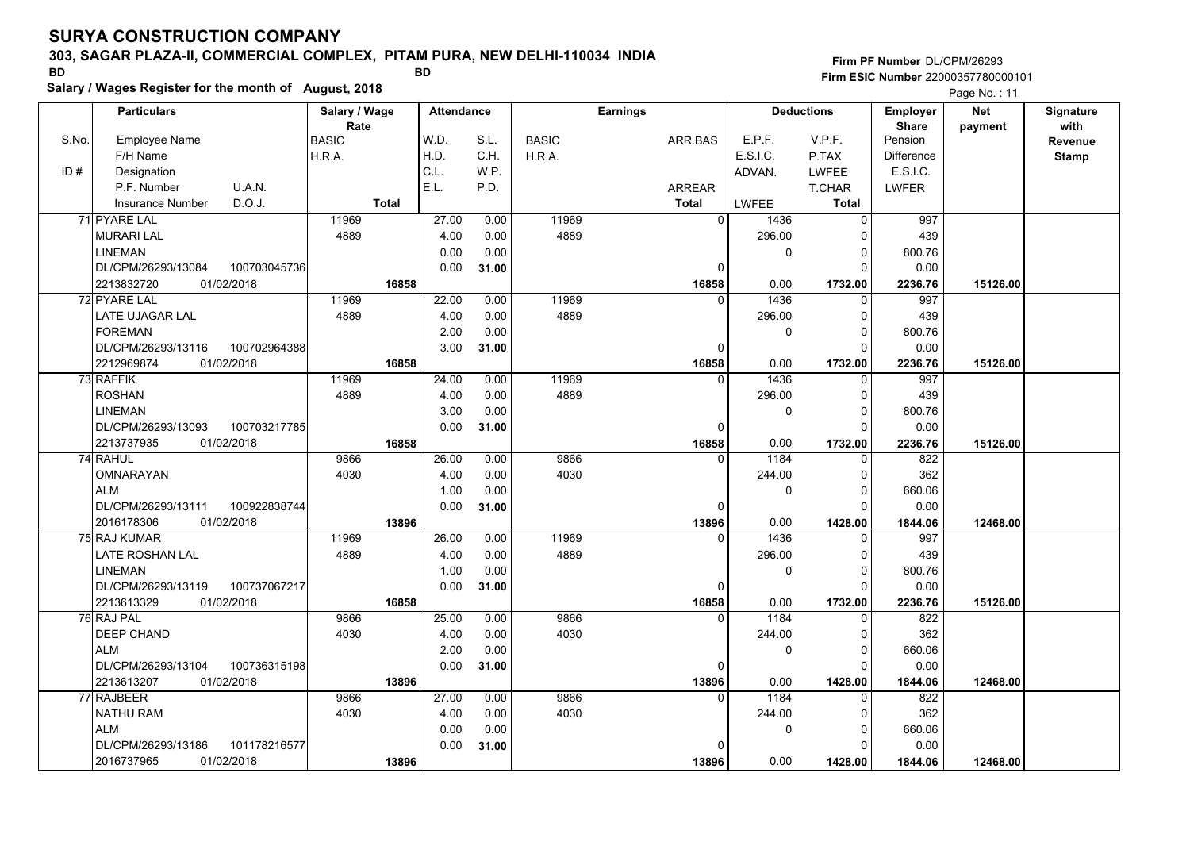# SURYA CONSTRUCTION COMPANY

**303, SAGAR PLAZA-II, COMMERCIAL COMPLEX, PITAM PURA, NEW DELHI-110034 INDIA**

BD BD

**Salary / Wages Register for the month of August, 2018**

**Firm PF Number** DL/CPM/26293
**Firm ESIC Number** 22000357780000101

| Particulars | | Salary / Wage Rate | Attendance | | Earnings | | Deductions | | Employer Share | Net payment | Signature with Revenue Stamp |
|---|---|---|---|---|---|---|---|---|---|---|---|
| S.No. / ID # | Employee Name / F/H Name / Designation / P.F. Number U.A.N. / Insurance Number D.O.J. | BASIC / H.R.A. / Total | W.D. / H.D. / C.L. / E.L. | S.L. / C.H. / W.P. / P.D. | BASIC / H.R.A. | ARR.BAS / ARREAR / Total | E.P.F. / E.S.I.C. / ADVAN. / LWFEE | V.P.F. / P.TAX / LWFEE / T.CHAR / Total | Pension / Difference / E.S.I.C. / LWFER | | |
| 71 | PYARE LAL | 11969 | 27.00 | 0.00 | 11969 | 0 | 1436 | 0 | 997 | | |
| | MURARI LAL | 4889 | 4.00 | 0.00 | 4889 | | 296.00 | 0 | 439 | | |
| | LINEMAN | | 0.00 | 0.00 | | | 0 | 0 | 800.76 | | |
| | DL/CPM/26293/13084 100703045736 | | 0.00 | 31.00 | | 0 | | 0 | 0.00 | | |
| | 2213832720 01/02/2018 | 16858 | | | | 16858 | 0.00 | 1732.00 | 2236.76 | 15126.00 | |
| 72 | PYARE LAL | 11969 | 22.00 | 0.00 | 11969 | 0 | 1436 | 0 | 997 | | |
| | LATE UJAGAR LAL | 4889 | 4.00 | 0.00 | 4889 | | 296.00 | 0 | 439 | | |
| | FOREMAN | | 2.00 | 0.00 | | | 0 | 0 | 800.76 | | |
| | DL/CPM/26293/13116 100702964388 | | 3.00 | 31.00 | | 0 | | 0 | 0.00 | | |
| | 2212969874 01/02/2018 | 16858 | | | | 16858 | 0.00 | 1732.00 | 2236.76 | 15126.00 | |
| 73 | RAFFIK | 11969 | 24.00 | 0.00 | 11969 | 0 | 1436 | 0 | 997 | | |
| | ROSHAN | 4889 | 4.00 | 0.00 | 4889 | | 296.00 | 0 | 439 | | |
| | LINEMAN | | 3.00 | 0.00 | | | 0 | 0 | 800.76 | | |
| | DL/CPM/26293/13093 100703217785 | | 0.00 | 31.00 | | 0 | | 0 | 0.00 | | |
| | 2213737935 01/02/2018 | 16858 | | | | 16858 | 0.00 | 1732.00 | 2236.76 | 15126.00 | |
| 74 | RAHUL | 9866 | 26.00 | 0.00 | 9866 | 0 | 1184 | 0 | 822 | | |
| | OMNARAYAN | 4030 | 4.00 | 0.00 | 4030 | | 244.00 | 0 | 362 | | |
| | ALM | | 1.00 | 0.00 | | | 0 | 0 | 660.06 | | |
| | DL/CPM/26293/13111 100922838744 | | 0.00 | 31.00 | | 0 | | 0 | 0.00 | | |
| | 2016178306 01/02/2018 | 13896 | | | | 13896 | 0.00 | 1428.00 | 1844.06 | 12468.00 | |
| 75 | RAJ KUMAR | 11969 | 26.00 | 0.00 | 11969 | 0 | 1436 | 0 | 997 | | |
| | LATE ROSHAN LAL | 4889 | 4.00 | 0.00 | 4889 | | 296.00 | 0 | 439 | | |
| | LINEMAN | | 1.00 | 0.00 | | | 0 | 0 | 800.76 | | |
| | DL/CPM/26293/13119 100737067217 | | 0.00 | 31.00 | | 0 | | 0 | 0.00 | | |
| | 2213613329 01/02/2018 | 16858 | | | | 16858 | 0.00 | 1732.00 | 2236.76 | 15126.00 | |
| 76 | RAJ PAL | 9866 | 25.00 | 0.00 | 9866 | 0 | 1184 | 0 | 822 | | |
| | DEEP CHAND | 4030 | 4.00 | 0.00 | 4030 | | 244.00 | 0 | 362 | | |
| | ALM | | 2.00 | 0.00 | | | 0 | 0 | 660.06 | | |
| | DL/CPM/26293/13104 100736315198 | | 0.00 | 31.00 | | 0 | | 0 | 0.00 | | |
| | 2213613207 01/02/2018 | 13896 | | | | 13896 | 0.00 | 1428.00 | 1844.06 | 12468.00 | |
| 77 | RAJBEER | 9866 | 27.00 | 0.00 | 9866 | 0 | 1184 | 0 | 822 | | |
| | NATHU RAM | 4030 | 4.00 | 0.00 | 4030 | | 244.00 | 0 | 362 | | |
| | ALM | | 0.00 | 0.00 | | | 0 | 0 | 660.06 | | |
| | DL/CPM/26293/13186 101178216577 | | 0.00 | 31.00 | | 0 | | 0 | 0.00 | | |
| | 2016737965 01/02/2018 | 13896 | | | | 13896 | 0.00 | 1428.00 | 1844.06 | 12468.00 | |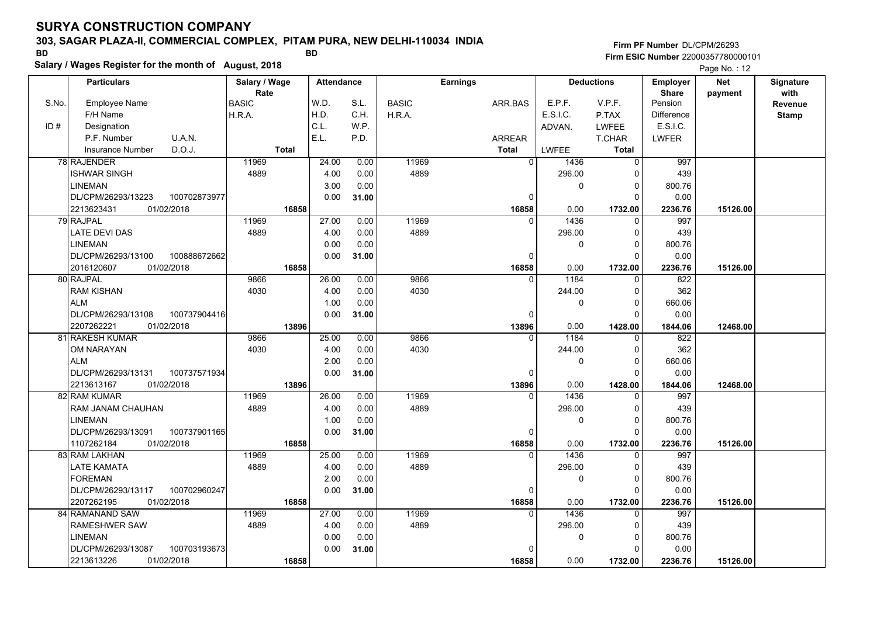# SURYA CONSTRUCTION COMPANY

**303, SAGAR PLAZA-II, COMMERCIAL COMPLEX, PITAM PURA, NEW DELHI-110034 INDIA**

BD BD

**Salary / Wages Register for the month of August, 2018**

**Firm PF Number** DL/CPM/26293
**Firm ESIC Number** 22000357780000101

Page No. : 12

| S.No. / ID # | Particulars: Employee Name / F/H Name / Designation / P.F. Number, U.A.N. / Insurance Number, D.O.J. | Salary / Wage Rate: BASIC / H.R.A. / Total | Attendance: W.D. / H.D. / C.L. / E.L. | Attendance: S.L. / C.H. / W.P. / P.D. | Earnings: BASIC / H.R.A. | Earnings: ARR.BAS / ARREAR / Total | Deductions: E.P.F. / E.S.I.C. / ADVAN. / LWFEE | Deductions: V.P.F. / P.TAX / LWFEE / T.CHAR / Total | Employer Share: Pension / Difference / E.S.I.C. / LWFER | Net payment | Signature with Revenue Stamp |
|---|---|---|---|---|---|---|---|---|---|---|---|
| 78 | RAJENDER<br>ISHWAR SINGH<br>LINEMAN<br>DL/CPM/26293/13223 100702873977<br>2213623431 01/02/2018 | 11969<br>4889<br>16858 | 24.00<br>4.00<br>3.00<br>0.00 | 0.00<br>0.00<br>0.00<br>31.00 | 11969<br>4889 | 0<br>0<br>16858 | 1436<br>296.00<br>0<br>0.00 | 0<br>0<br>0<br>0<br>1732.00 | 997<br>439<br>800.76<br>0.00<br>2236.76 | 15126.00 | |
| 79 | RAJPAL<br>LATE DEVI DAS<br>LINEMAN<br>DL/CPM/26293/13100 100888672662<br>2016120607 01/02/2018 | 11969<br>4889<br>16858 | 27.00<br>4.00<br>0.00<br>0.00 | 0.00<br>0.00<br>0.00<br>31.00 | 11969<br>4889 | 0<br>0<br>16858 | 1436<br>296.00<br>0<br>0.00 | 0<br>0<br>0<br>0<br>1732.00 | 997<br>439<br>800.76<br>0.00<br>2236.76 | 15126.00 | |
| 80 | RAJPAL<br>RAM KISHAN<br>ALM<br>DL/CPM/26293/13108 100737904416<br>2207262221 01/02/2018 | 9866<br>4030<br>13896 | 26.00<br>4.00<br>1.00<br>0.00 | 0.00<br>0.00<br>0.00<br>31.00 | 9866<br>4030 | 0<br>0<br>13896 | 1184<br>244.00<br>0<br>0.00 | 0<br>0<br>0<br>0<br>1428.00 | 822<br>362<br>660.06<br>0.00<br>1844.06 | 12468.00 | |
| 81 | RAKESH KUMAR<br>OM NARAYAN<br>ALM<br>DL/CPM/26293/13131 100737571934<br>2213613167 01/02/2018 | 9866<br>4030<br>13896 | 25.00<br>4.00<br>2.00<br>0.00 | 0.00<br>0.00<br>0.00<br>31.00 | 9866<br>4030 | 0<br>0<br>13896 | 1184<br>244.00<br>0<br>0.00 | 0<br>0<br>0<br>0<br>1428.00 | 822<br>362<br>660.06<br>0.00<br>1844.06 | 12468.00 | |
| 82 | RAM KUMAR<br>RAM JANAM CHAUHAN<br>LINEMAN<br>DL/CPM/26293/13091 100737901165<br>1107262184 01/02/2018 | 11969<br>4889<br>16858 | 26.00<br>4.00<br>1.00<br>0.00 | 0.00<br>0.00<br>0.00<br>31.00 | 11969<br>4889 | 0<br>0<br>16858 | 1436<br>296.00<br>0<br>0.00 | 0<br>0<br>0<br>0<br>1732.00 | 997<br>439<br>800.76<br>0.00<br>2236.76 | 15126.00 | |
| 83 | RAM LAKHAN<br>LATE KAMATA<br>FOREMAN<br>DL/CPM/26293/13117 100702960247<br>2207262195 01/02/2018 | 11969<br>4889<br>16858 | 25.00<br>4.00<br>2.00<br>0.00 | 0.00<br>0.00<br>0.00<br>31.00 | 11969<br>4889 | 0<br>0<br>16858 | 1436<br>296.00<br>0<br>0.00 | 0<br>0<br>0<br>0<br>1732.00 | 997<br>439<br>800.76<br>0.00<br>2236.76 | 15126.00 | |
| 84 | RAMANAND SAW<br>RAMESHWER SAW<br>LINEMAN<br>DL/CPM/26293/13087 100703193673<br>2213613226 01/02/2018 | 11969<br>4889<br>16858 | 27.00<br>4.00<br>0.00<br>0.00 | 0.00<br>0.00<br>0.00<br>31.00 | 11969<br>4889 | 0<br>0<br>16858 | 1436<br>296.00<br>0<br>0.00 | 0<br>0<br>0<br>0<br>1732.00 | 997<br>439<br>800.76<br>0.00<br>2236.76 | 15126.00 | |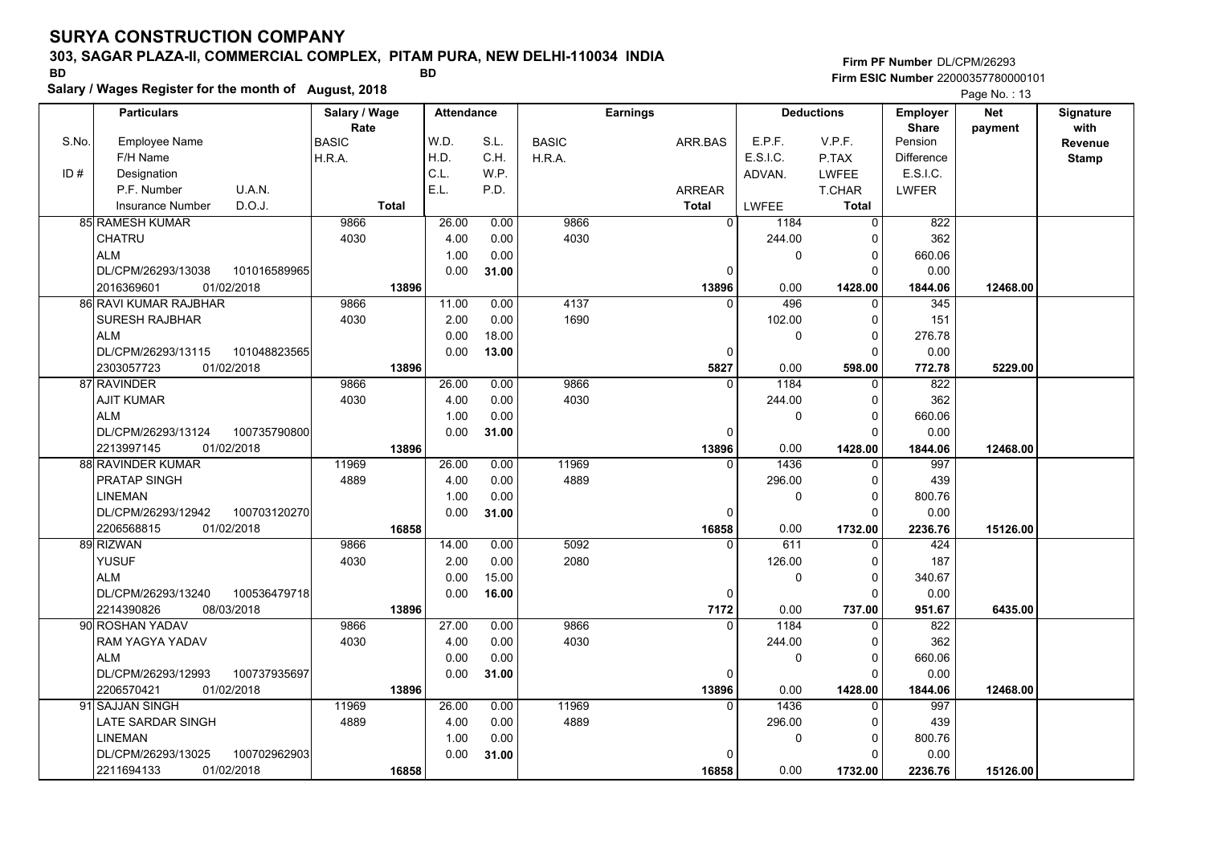# SURYA CONSTRUCTION COMPANY

## 303, SAGAR PLAZA-II, COMMERCIAL COMPLEX, PITAM PURA, NEW DELHI-110034 INDIA

BD BD

**Salary / Wages Register for the month of August, 2018**

**Firm PF Number** DL/CPM/26293
**Firm ESIC Number** 22000357780000101

Page No. : 13

| Particulars | Salary / Wage Rate | Attendance | | Earnings | | Deductions | | Employer Share | Net payment | Signature with Revenue Stamp |
|---|---|---|---|---|---|---|---|---|---|---|
| S.No. Employee Name / F/H Name / ID # Designation / P.F. Number U.A.N. / Insurance Number D.O.J. | BASIC / H.R.A. / Total | W.D. / H.D. / C.L. / E.L. | S.L. / C.H. / W.P. / P.D. | BASIC / H.R.A. | ARR.BAS / ARREAR / Total | E.P.F. / E.S.I.C. / ADVAN. / LWFEE | V.P.F. / P.TAX / LWFEE / T.CHAR / Total | Pension / Difference / E.S.I.C. / LWFER | | |
| 85 RAMESH KUMAR | 9866 | 26.00 | 0.00 | 9866 | 0 | 1184 | 0 | 822 | | |
| CHATRU | 4030 | 4.00 | 0.00 | 4030 | | 244.00 | 0 | 362 | | |
| ALM | | 1.00 | 0.00 | | | 0 | 0 | 660.06 | | |
| DL/CPM/26293/13038 101016589965 | | 0.00 | 31.00 | | 0 | | 0 | 0.00 | | |
| 2016369601 01/02/2018 | 13896 | | | | 13896 | 0.00 | 1428.00 | 1844.06 | 12468.00 | |
| 86 RAVI KUMAR RAJBHAR | 9866 | 11.00 | 0.00 | 4137 | 0 | 496 | 0 | 345 | | |
| SURESH RAJBHAR | 4030 | 2.00 | 0.00 | 1690 | | 102.00 | 0 | 151 | | |
| ALM | | 0.00 | 18.00 | | | 0 | 0 | 276.78 | | |
| DL/CPM/26293/13115 101048823565 | | 0.00 | 13.00 | | 0 | | 0 | 0.00 | | |
| 2303057723 01/02/2018 | 13896 | | | | 5827 | 0.00 | 598.00 | 772.78 | 5229.00 | |
| 87 RAVINDER | 9866 | 26.00 | 0.00 | 9866 | 0 | 1184 | 0 | 822 | | |
| AJIT KUMAR | 4030 | 4.00 | 0.00 | 4030 | | 244.00 | 0 | 362 | | |
| ALM | | 1.00 | 0.00 | | | 0 | 0 | 660.06 | | |
| DL/CPM/26293/13124 100735790800 | | 0.00 | 31.00 | | 0 | | 0 | 0.00 | | |
| 2213997145 01/02/2018 | 13896 | | | | 13896 | 0.00 | 1428.00 | 1844.06 | 12468.00 | |
| 88 RAVINDER KUMAR | 11969 | 26.00 | 0.00 | 11969 | 0 | 1436 | 0 | 997 | | |
| PRATAP SINGH | 4889 | 4.00 | 0.00 | 4889 | | 296.00 | 0 | 439 | | |
| LINEMAN | | 1.00 | 0.00 | | | 0 | 0 | 800.76 | | |
| DL/CPM/26293/12942 100703120270 | | 0.00 | 31.00 | | 0 | | 0 | 0.00 | | |
| 2206568815 01/02/2018 | 16858 | | | | 16858 | 0.00 | 1732.00 | 2236.76 | 15126.00 | |
| 89 RIZWAN | 9866 | 14.00 | 0.00 | 5092 | 0 | 611 | 0 | 424 | | |
| YUSUF | 4030 | 2.00 | 0.00 | 2080 | | 126.00 | 0 | 187 | | |
| ALM | | 0.00 | 15.00 | | | 0 | 0 | 340.67 | | |
| DL/CPM/26293/13240 100536479718 | | 0.00 | 16.00 | | 0 | | 0 | 0.00 | | |
| 2214390826 08/03/2018 | 13896 | | | | 7172 | 0.00 | 737.00 | 951.67 | 6435.00 | |
| 90 ROSHAN YADAV | 9866 | 27.00 | 0.00 | 9866 | 0 | 1184 | 0 | 822 | | |
| RAM YAGYA YADAV | 4030 | 4.00 | 0.00 | 4030 | | 244.00 | 0 | 362 | | |
| ALM | | 0.00 | 0.00 | | | 0 | 0 | 660.06 | | |
| DL/CPM/26293/12993 100737935697 | | 0.00 | 31.00 | | 0 | | 0 | 0.00 | | |
| 2206570421 01/02/2018 | 13896 | | | | 13896 | 0.00 | 1428.00 | 1844.06 | 12468.00 | |
| 91 SAJJAN SINGH | 11969 | 26.00 | 0.00 | 11969 | 0 | 1436 | 0 | 997 | | |
| LATE SARDAR SINGH | 4889 | 4.00 | 0.00 | 4889 | | 296.00 | 0 | 439 | | |
| LINEMAN | | 1.00 | 0.00 | | | 0 | 0 | 800.76 | | |
| DL/CPM/26293/13025 100702962903 | | 0.00 | 31.00 | | 0 | | 0 | 0.00 | | |
| 2211694133 01/02/2018 | 16858 | | | | 16858 | 0.00 | 1732.00 | 2236.76 | 15126.00 | |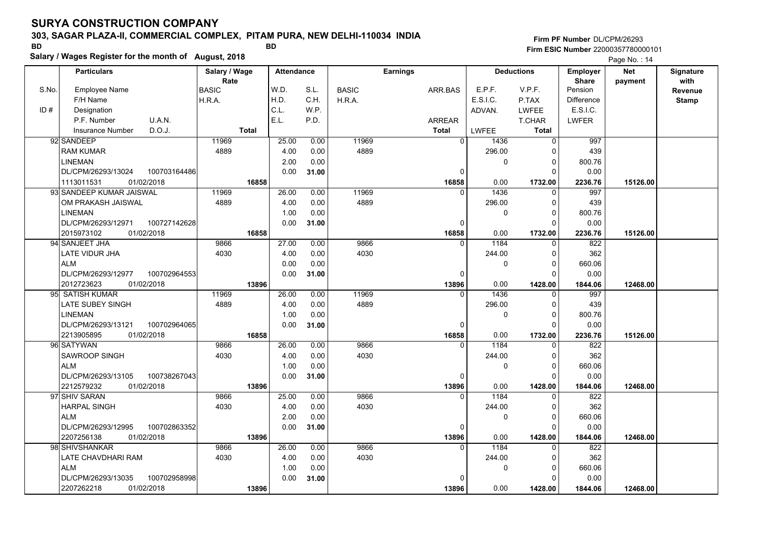# SURYA CONSTRUCTION COMPANY

**303, SAGAR PLAZA-II, COMMERCIAL COMPLEX, PITAM PURA, NEW DELHI-110034 INDIA**

BD BD

**Salary / Wages Register for the month of August, 2018**

**Firm PF Number** DL/CPM/26293
**Firm ESIC Number** 22000357780000101

| Particulars | Salary / Wage Rate | Attendance | | Earnings | | Deductions | | Employer Share | Net payment | Signature with Revenue Stamp |
|---|---|---|---|---|---|---|---|---|---|---|
| S.No. / Employee Name / F/H Name / ID # Designation / P.F. Number U.A.N. / Insurance Number D.O.J. | BASIC / H.R.A. / Total | W.D. / H.D. / C.L. / E.L. | S.L. / C.H. / W.P. / P.D. | BASIC / H.R.A. | ARR.BAS / ARREAR / Total | E.P.F. / E.S.I.C. / ADVAN. / LWFEE | V.P.F. / P.TAX / LWFEE / T.CHAR / Total | Pension / Difference / E.S.I.C. / LWFER | | |
| 92 SANDEEP | 11969 | 25.00 | 0.00 | 11969 | 0 | 1436 | 0 | 997 | | |
| RAM KUMAR | 4889 | 4.00 | 0.00 | 4889 | | 296.00 | 0 | 439 | | |
| LINEMAN | | 2.00 | 0.00 | | | 0 | 0 | 800.76 | | |
| DL/CPM/26293/13024 100703164486 | | 0.00 | 31.00 | | 0 | | 0 | 0.00 | | |
| 1113011531 01/02/2018 | 16858 | | | | 16858 | 0.00 | 1732.00 | 2236.76 | 15126.00 | |
| 93 SANDEEP KUMAR JAISWAL | 11969 | 26.00 | 0.00 | 11969 | 0 | 1436 | 0 | 997 | | |
| OM PRAKASH JAISWAL | 4889 | 4.00 | 0.00 | 4889 | | 296.00 | 0 | 439 | | |
| LINEMAN | | 1.00 | 0.00 | | | 0 | 0 | 800.76 | | |
| DL/CPM/26293/12971 100727142628 | | 0.00 | 31.00 | | 0 | | 0 | 0.00 | | |
| 2015973102 01/02/2018 | 16858 | | | | 16858 | 0.00 | 1732.00 | 2236.76 | 15126.00 | |
| 94 SANJEET JHA | 9866 | 27.00 | 0.00 | 9866 | 0 | 1184 | 0 | 822 | | |
| LATE VIDUR JHA | 4030 | 4.00 | 0.00 | 4030 | | 244.00 | 0 | 362 | | |
| ALM | | 0.00 | 0.00 | | | 0 | 0 | 660.06 | | |
| DL/CPM/26293/12977 100702964553 | | 0.00 | 31.00 | | 0 | | 0 | 0.00 | | |
| 2012723623 01/02/2018 | 13896 | | | | 13896 | 0.00 | 1428.00 | 1844.06 | 12468.00 | |
| 95 SATISH KUMAR | 11969 | 26.00 | 0.00 | 11969 | 0 | 1436 | 0 | 997 | | |
| LATE SUBEY SINGH | 4889 | 4.00 | 0.00 | 4889 | | 296.00 | 0 | 439 | | |
| LINEMAN | | 1.00 | 0.00 | | | 0 | 0 | 800.76 | | |
| DL/CPM/26293/13121 100702964065 | | 0.00 | 31.00 | | 0 | | 0 | 0.00 | | |
| 2213905895 01/02/2018 | 16858 | | | | 16858 | 0.00 | 1732.00 | 2236.76 | 15126.00 | |
| 96 SATYWAN | 9866 | 26.00 | 0.00 | 9866 | 0 | 1184 | 0 | 822 | | |
| SAWROOP SINGH | 4030 | 4.00 | 0.00 | 4030 | | 244.00 | 0 | 362 | | |
| ALM | | 1.00 | 0.00 | | | 0 | 0 | 660.06 | | |
| DL/CPM/26293/13105 100738267043 | | 0.00 | 31.00 | | 0 | | 0 | 0.00 | | |
| 2212579232 01/02/2018 | 13896 | | | | 13896 | 0.00 | 1428.00 | 1844.06 | 12468.00 | |
| 97 SHIV SARAN | 9866 | 25.00 | 0.00 | 9866 | 0 | 1184 | 0 | 822 | | |
| HARPAL SINGH | 4030 | 4.00 | 0.00 | 4030 | | 244.00 | 0 | 362 | | |
| ALM | | 2.00 | 0.00 | | | 0 | 0 | 660.06 | | |
| DL/CPM/26293/12995 100702863352 | | 0.00 | 31.00 | | 0 | | 0 | 0.00 | | |
| 2207256138 01/02/2018 | 13896 | | | | 13896 | 0.00 | 1428.00 | 1844.06 | 12468.00 | |
| 98 SHIVSHANKAR | 9866 | 26.00 | 0.00 | 9866 | 0 | 1184 | 0 | 822 | | |
| LATE CHAVDHARI RAM | 4030 | 4.00 | 0.00 | 4030 | | 244.00 | 0 | 362 | | |
| ALM | | 1.00 | 0.00 | | | 0 | 0 | 660.06 | | |
| DL/CPM/26293/13035 100702958998 | | 0.00 | 31.00 | | 0 | | 0 | 0.00 | | |
| 2207262218 01/02/2018 | 13896 | | | | 13896 | 0.00 | 1428.00 | 1844.06 | 12468.00 | |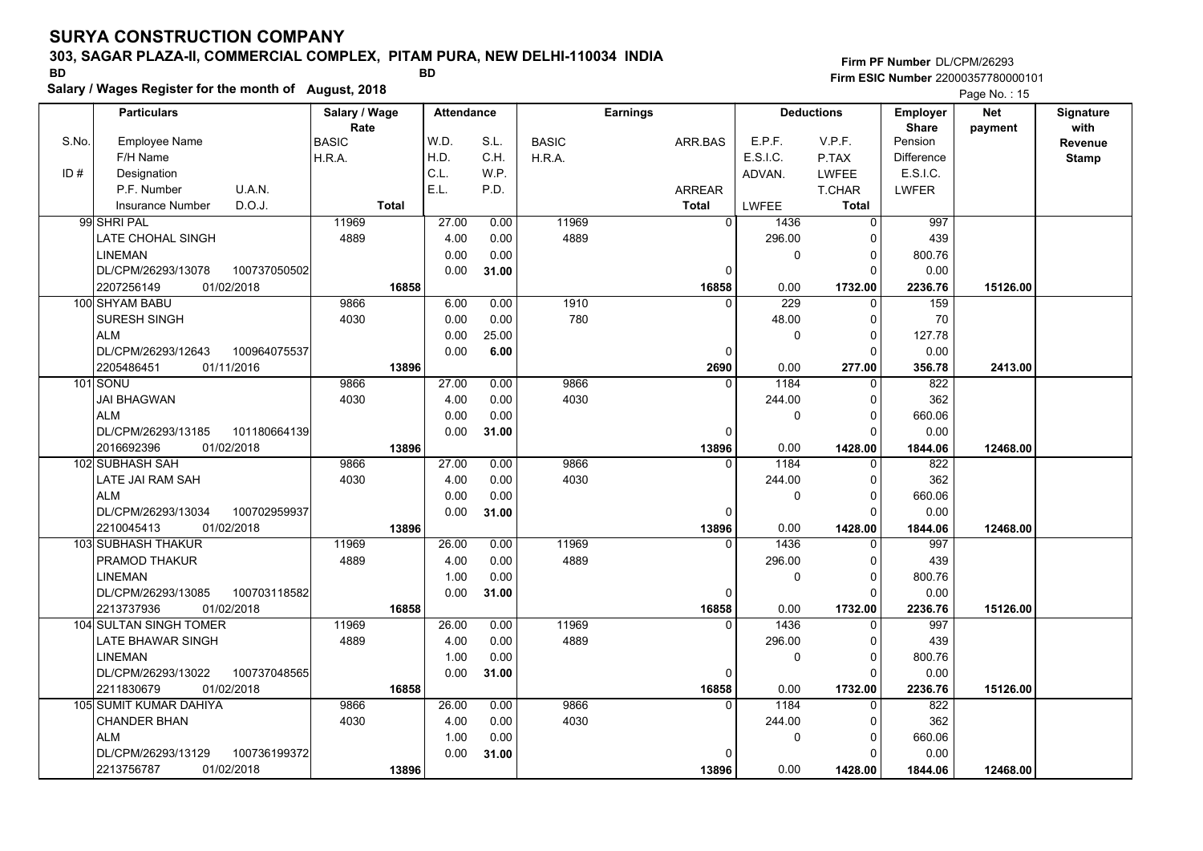# SURYA CONSTRUCTION COMPANY

## 303, SAGAR PLAZA-II, COMMERCIAL COMPLEX, PITAM PURA, NEW DELHI-110034 INDIA

BD BD

**Salary / Wages Register for the month of August, 2018**

Firm PF Number DL/CPM/26293

Firm ESIC Number 22000357780000101

| S.No. | Particulars: Employee Name / F/H Name / Designation / P.F. Number, U.A.N. / Insurance Number, D.O.J. | Salary / Wage Rate: BASIC / H.R.A. / Total | Attendance: W.D. / H.D. / C.L. / E.L. | Attendance: S.L. / C.H. / W.P. / P.D. | Earnings: BASIC / H.R.A. | Earnings: ARR.BAS / ARREAR / Total | Deductions: E.P.F. / E.S.I.C. / ADVAN. / LWFEE | Deductions: V.P.F. / P.TAX / LWFEE / T.CHAR / Total | Employer Share: Pension / Difference / E.S.I.C. / LWFER | Net payment | Signature with Revenue Stamp |
|---|---|---|---|---|---|---|---|---|---|---|---|
| 99 | SHRI PAL / LATE CHOHAL SINGH / LINEMAN / DL/CPM/26293/13078 100737050502 / 2207256149 01/02/2018 | 11969 / 4889 / 16858 | 27.00 / 4.00 / 0.00 / 0.00 | 0.00 / 0.00 / 0.00 / 31.00 | 11969 / 4889 | 0 / 0 / 16858 | 1436 / 296.00 / 0 / 0.00 | 0 / 0 / 0 / 0 / 1732.00 | 997 / 439 / 800.76 / 0.00 / 2236.76 | 15126.00 | |
| 100 | SHYAM BABU / SURESH SINGH / ALM / DL/CPM/26293/12643 100964075537 / 2205486451 01/11/2016 | 9866 / 4030 / 13896 | 6.00 / 0.00 / 0.00 / 0.00 | 0.00 / 0.00 / 25.00 / 6.00 | 1910 / 780 | 0 / 0 / 2690 | 229 / 48.00 / 0 / 0.00 | 0 / 0 / 0 / 0 / 277.00 | 159 / 70 / 127.78 / 0.00 / 356.78 | 2413.00 | |
| 101 | SONU / JAI BHAGWAN / ALM / DL/CPM/26293/13185 101180664139 / 2016692396 01/02/2018 | 9866 / 4030 / 13896 | 27.00 / 4.00 / 0.00 / 0.00 | 0.00 / 0.00 / 0.00 / 31.00 | 9866 / 4030 | 0 / 0 / 13896 | 1184 / 244.00 / 0 / 0.00 | 0 / 0 / 0 / 0 / 1428.00 | 822 / 362 / 660.06 / 0.00 / 1844.06 | 12468.00 | |
| 102 | SUBHASH SAH / LATE JAI RAM SAH / ALM / DL/CPM/26293/13034 100702959937 / 2210045413 01/02/2018 | 9866 / 4030 / 13896 | 27.00 / 4.00 / 0.00 / 0.00 | 0.00 / 0.00 / 0.00 / 31.00 | 9866 / 4030 | 0 / 0 / 13896 | 1184 / 244.00 / 0 / 0.00 | 0 / 0 / 0 / 0 / 1428.00 | 822 / 362 / 660.06 / 0.00 / 1844.06 | 12468.00 | |
| 103 | SUBHASH THAKUR / PRAMOD THAKUR / LINEMAN / DL/CPM/26293/13085 100703118582 / 2213737936 01/02/2018 | 11969 / 4889 / 16858 | 26.00 / 4.00 / 1.00 / 0.00 | 0.00 / 0.00 / 0.00 / 31.00 | 11969 / 4889 | 0 / 0 / 16858 | 1436 / 296.00 / 0 / 0.00 | 0 / 0 / 0 / 0 / 1732.00 | 997 / 439 / 800.76 / 0.00 / 2236.76 | 15126.00 | |
| 104 | SULTAN SINGH TOMER / LATE BHAWAR SINGH / LINEMAN / DL/CPM/26293/13022 100737048565 / 2211830679 01/02/2018 | 11969 / 4889 / 16858 | 26.00 / 4.00 / 1.00 / 0.00 | 0.00 / 0.00 / 0.00 / 31.00 | 11969 / 4889 | 0 / 0 / 16858 | 1436 / 296.00 / 0 / 0.00 | 0 / 0 / 0 / 0 / 1732.00 | 997 / 439 / 800.76 / 0.00 / 2236.76 | 15126.00 | |
| 105 | SUMIT KUMAR DAHIYA / CHANDER BHAN / ALM / DL/CPM/26293/13129 100736199372 / 2213756787 01/02/2018 | 9866 / 4030 / 13896 | 26.00 / 4.00 / 1.00 / 0.00 | 0.00 / 0.00 / 0.00 / 31.00 | 9866 / 4030 | 0 / 0 / 13896 | 1184 / 244.00 / 0 / 0.00 | 0 / 0 / 0 / 0 / 1428.00 | 822 / 362 / 660.06 / 0.00 / 1844.06 | 12468.00 | |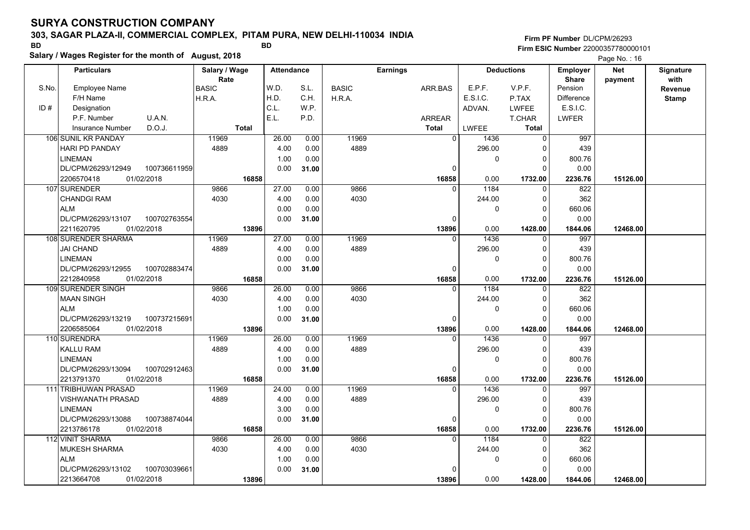# SURYA CONSTRUCTION COMPANY

**303, SAGAR PLAZA-II, COMMERCIAL COMPLEX, PITAM PURA, NEW DELHI-110034 INDIA**

BD BD

**Salary / Wages Register for the month of August, 2018**

**Firm PF Number** DL/CPM/26293

**Firm ESIC Number** 22000357780000101

Page No. : 16

| S.No. | Particulars: Employee Name / F/H Name / ID # Designation / P.F. Number U.A.N. / Insurance Number D.O.J. | Salary / Wage Rate: BASIC / H.R.A. / Total | Attendance: W.D. / H.D. / C.L. / E.L. | Attendance: S.L. / C.H. / W.P. / P.D. | Earnings: BASIC / H.R.A. | Earnings: ARR.BAS / ARREAR / Total | Deductions: E.P.F. / E.S.I.C. / ADVAN. / LWFEE | Deductions: V.P.F. / P.TAX / LWFEE / T.CHAR / Total | Employer Share: Pension / Difference / E.S.I.C. / LWFER | Net payment | Signature with Revenue Stamp |
|---|---|---|---|---|---|---|---|---|---|---|---|
| 106 | SUNIL KR PANDAY<br>HARI PD PANDAY<br>LINEMAN<br>DL/CPM/26293/12949 100736611959<br>2206570418 01/02/2018 | 11969<br>4889<br>16858 | 26.00<br>4.00<br>1.00<br>0.00 | 0.00<br>0.00<br>0.00<br>31.00 | 11969<br>4889 | 0<br>0<br>16858 | 1436<br>296.00<br>0<br>0.00 | 0<br>0<br>0<br>0<br>1732.00 | 997<br>439<br>800.76<br>0.00<br>2236.76 | 15126.00 | |
| 107 | SURENDER<br>CHANDGI RAM<br>ALM<br>DL/CPM/26293/13107 100702763554<br>2211620795 01/02/2018 | 9866<br>4030<br>13896 | 27.00<br>4.00<br>0.00<br>0.00 | 0.00<br>0.00<br>0.00<br>31.00 | 9866<br>4030 | 0<br>0<br>13896 | 1184<br>244.00<br>0<br>0.00 | 0<br>0<br>0<br>0<br>1428.00 | 822<br>362<br>660.06<br>0.00<br>1844.06 | 12468.00 | |
| 108 | SURENDER SHARMA<br>JAI CHAND<br>LINEMAN<br>DL/CPM/26293/12955 100702883474<br>2212840958 01/02/2018 | 11969<br>4889<br>16858 | 27.00<br>4.00<br>0.00<br>0.00 | 0.00<br>0.00<br>0.00<br>31.00 | 11969<br>4889 | 0<br>0<br>16858 | 1436<br>296.00<br>0<br>0.00 | 0<br>0<br>0<br>0<br>1732.00 | 997<br>439<br>800.76<br>0.00<br>2236.76 | 15126.00 | |
| 109 | SURENDER SINGH<br>MAAN SINGH<br>ALM<br>DL/CPM/26293/13219 100737215691<br>2206585064 01/02/2018 | 9866<br>4030<br>13896 | 26.00<br>4.00<br>1.00<br>0.00 | 0.00<br>0.00<br>0.00<br>31.00 | 9866<br>4030 | 0<br>0<br>13896 | 1184<br>244.00<br>0<br>0.00 | 0<br>0<br>0<br>0<br>1428.00 | 822<br>362<br>660.06<br>0.00<br>1844.06 | 12468.00 | |
| 110 | SURENDRA<br>KALLU RAM<br>LINEMAN<br>DL/CPM/26293/13094 100702912463<br>2213791370 01/02/2018 | 11969<br>4889<br>16858 | 26.00<br>4.00<br>1.00<br>0.00 | 0.00<br>0.00<br>0.00<br>31.00 | 11969<br>4889 | 0<br>0<br>16858 | 1436<br>296.00<br>0<br>0.00 | 0<br>0<br>0<br>0<br>1732.00 | 997<br>439<br>800.76<br>0.00<br>2236.76 | 15126.00 | |
| 111 | TRIBHUWAN PRASAD<br>VISHWANATH PRASAD<br>LINEMAN<br>DL/CPM/26293/13088 100738874044<br>2213786178 01/02/2018 | 11969<br>4889<br>16858 | 24.00<br>4.00<br>3.00<br>0.00 | 0.00<br>0.00<br>0.00<br>31.00 | 11969<br>4889 | 0<br>0<br>16858 | 1436<br>296.00<br>0<br>0.00 | 0<br>0<br>0<br>0<br>1732.00 | 997<br>439<br>800.76<br>0.00<br>2236.76 | 15126.00 | |
| 112 | VINIT SHARMA<br>MUKESH SHARMA<br>ALM<br>DL/CPM/26293/13102 100703039661<br>2213664708 01/02/2018 | 9866<br>4030<br>13896 | 26.00<br>4.00<br>1.00<br>0.00 | 0.00<br>0.00<br>0.00<br>31.00 | 9866<br>4030 | 0<br>0<br>13896 | 1184<br>244.00<br>0<br>0.00 | 0<br>0<br>0<br>0<br>1428.00 | 822<br>362<br>660.06<br>0.00<br>1844.06 | 12468.00 | |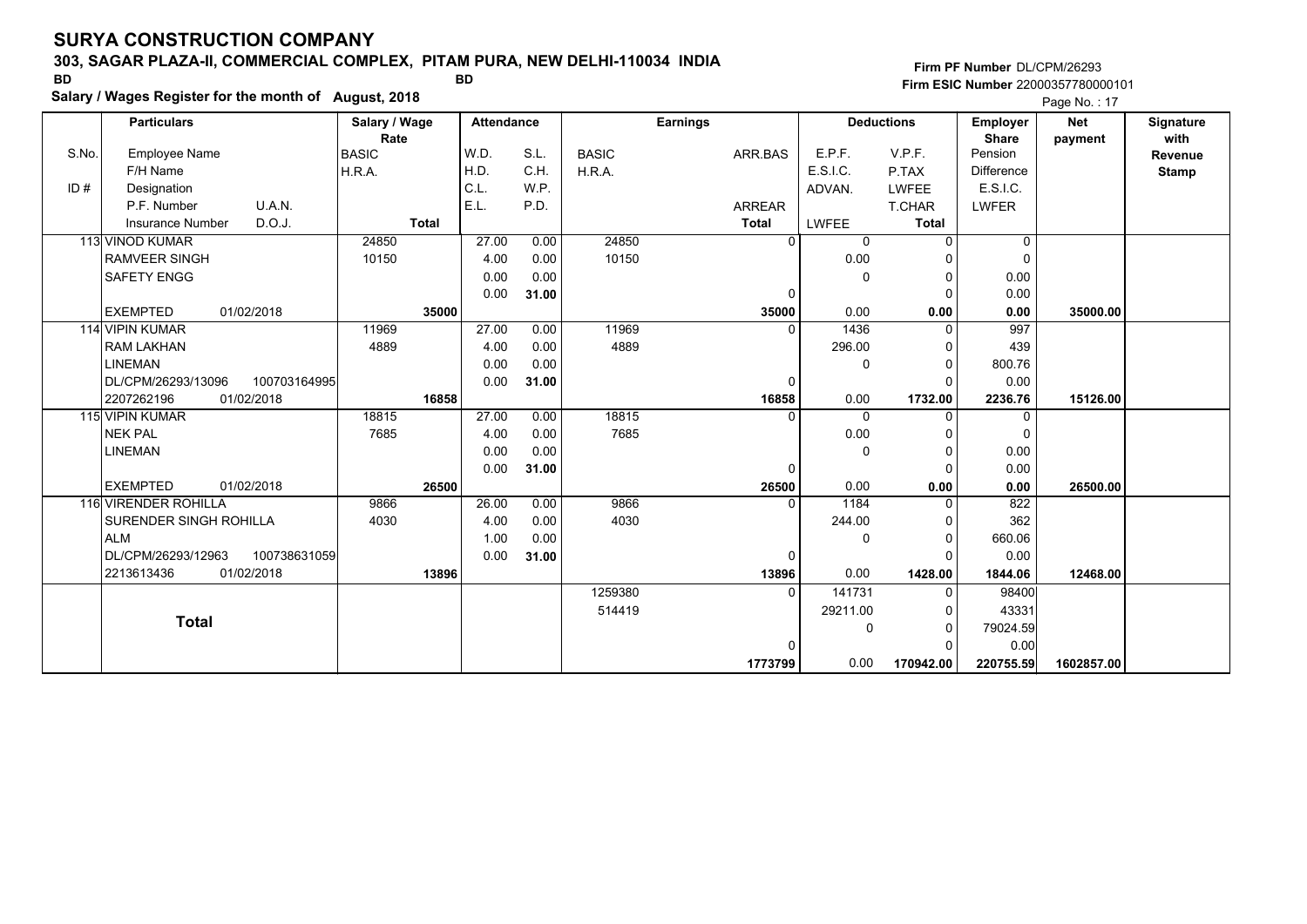# SURYA CONSTRUCTION COMPANY

**303, SAGAR PLAZA-II, COMMERCIAL COMPLEX, PITAM PURA, NEW DELHI-110034 INDIA**

BD BD

**Salary / Wages Register for the month of August, 2018**

**Firm PF Number** DL/CPM/26293
**Firm ESIC Number** 22000357780000101

| S.No. | Particulars | Salary / Wage Rate | Attendance | | Earnings | | Deductions | | Employer Share | Net payment | Signature with Revenue Stamp |
|---|---|---|---|---|---|---|---|---|---|---|---|
| | Employee Name / F/H Name / Designation / P.F. Number U.A.N. / Insurance Number D.O.J. | BASIC / H.R.A. / Total | W.D. / H.D. / C.L. / E.L. | S.L. / C.H. / W.P. / P.D. | BASIC / H.R.A. | ARR.BAS / ARREAR / Total | E.P.F. / E.S.I.C. / ADVAN. / LWFEE | V.P.F. / P.TAX / LWFEE / T.CHAR / Total | Pension / Difference / E.S.I.C. / LWFER | | |
| 113 | VINOD KUMAR | 24850 | 27.00 | 0.00 | 24850 | 0 | 0 | 0 | 0 | | |
| | RAMVEER SINGH | 10150 | 4.00 | 0.00 | 10150 | | 0.00 | 0 | 0 | | |
| | SAFETY ENGG | | 0.00 | 0.00 | | | 0 | 0 | 0.00 | | |
| | | | 0.00 | 31.00 | | 0 | | 0 | 0.00 | | |
| | EXEMPTED 01/02/2018 | 35000 | | | | 35000 | 0.00 | 0.00 | 0.00 | 35000.00 | |
| 114 | VIPIN KUMAR | 11969 | 27.00 | 0.00 | 11969 | 0 | 1436 | 0 | 997 | | |
| | RAM LAKHAN | 4889 | 4.00 | 0.00 | 4889 | | 296.00 | 0 | 439 | | |
| | LINEMAN | | 0.00 | 0.00 | | | 0 | 0 | 800.76 | | |
| | DL/CPM/26293/13096 100703164995 | | 0.00 | 31.00 | | 0 | | 0 | 0.00 | | |
| | 2207262196 01/02/2018 | 16858 | | | | 16858 | 0.00 | 1732.00 | 2236.76 | 15126.00 | |
| 115 | VIPIN KUMAR | 18815 | 27.00 | 0.00 | 18815 | 0 | 0 | 0 | 0 | | |
| | NEK PAL | 7685 | 4.00 | 0.00 | 7685 | | 0.00 | 0 | 0 | | |
| | LINEMAN | | 0.00 | 0.00 | | | 0 | 0 | 0.00 | | |
| | | | 0.00 | 31.00 | | 0 | | 0 | 0.00 | | |
| | EXEMPTED 01/02/2018 | 26500 | | | | 26500 | 0.00 | 0.00 | 0.00 | 26500.00 | |
| 116 | VIRENDER ROHILLA | 9866 | 26.00 | 0.00 | 9866 | 0 | 1184 | 0 | 822 | | |
| | SURENDER SINGH ROHILLA | 4030 | 4.00 | 0.00 | 4030 | | 244.00 | 0 | 362 | | |
| | ALM | | 1.00 | 0.00 | | | 0 | 0 | 660.06 | | |
| | DL/CPM/26293/12963 100738631059 | | 0.00 | 31.00 | | 0 | | 0 | 0.00 | | |
| | 2213613436 01/02/2018 | 13896 | | | | 13896 | 0.00 | 1428.00 | 1844.06 | 12468.00 | |
| | **Total** | | | | 1259380 | 0 | 141731 | 0 | 98400 | | |
| | | | | | 514419 | | 29211.00 | 0 | 43331 | | |
| | | | | | | | 0 | 0 | 79024.59 | | |
| | | | | | | 0 | | 0 | 0.00 | | |
| | | | | | | 1773799 | 0.00 | 170942.00 | 220755.59 | 1602857.00 | |